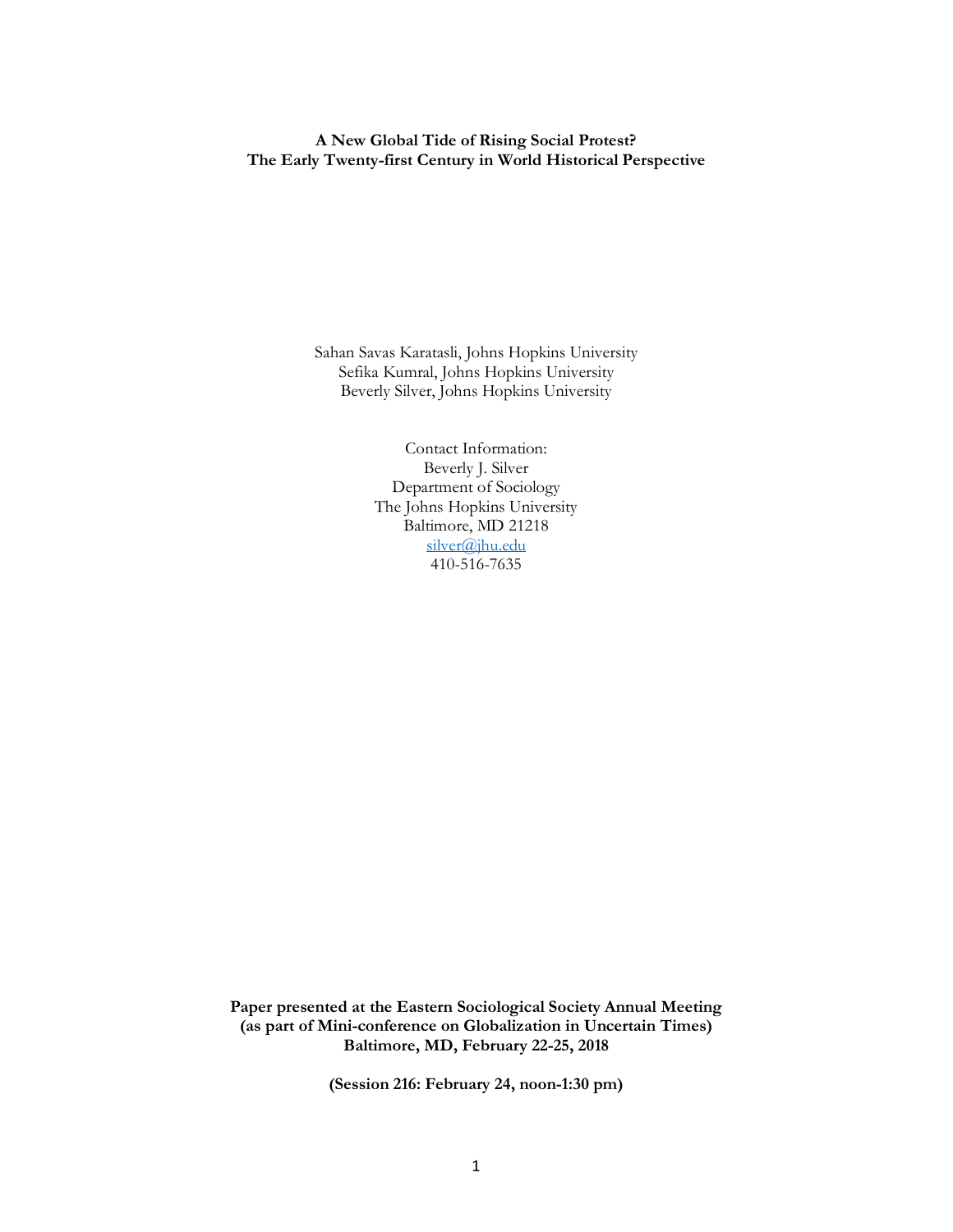**A New Global Tide of Rising Social Protest?**
**The Early Twenty-first Century in World Historical Perspective**

Sahan Savas Karatasli, Johns Hopkins University
Sefika Kumral, Johns Hopkins University
Beverly Silver, Johns Hopkins University

Contact Information:
Beverly J. Silver
Department of Sociology
The Johns Hopkins University
Baltimore, MD 21218
silver@jhu.edu
410-516-7635

**Paper presented at the Eastern Sociological Society Annual Meeting**
**(as part of Mini-conference on Globalization in Uncertain Times)**
**Baltimore, MD, February 22-25, 2018**

**(Session 216: February 24, noon-1:30 pm)**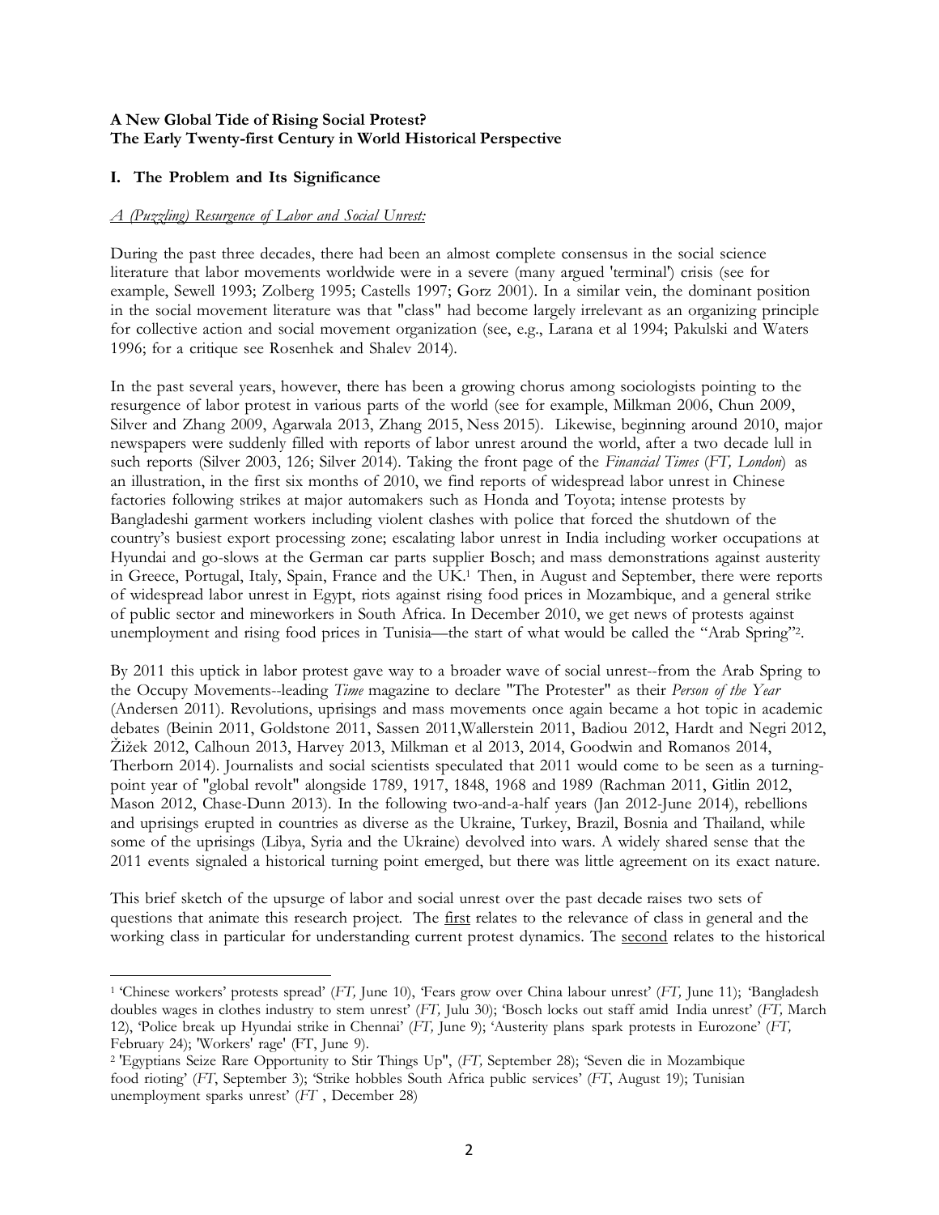**A New Global Tide of Rising Social Protest?**
**The Early Twenty-first Century in World Historical Perspective**

## I. The Problem and Its Significance

*A (Puzzling) Resurgence of Labor and Social Unrest:*

During the past three decades, there had been an almost complete consensus in the social science literature that labor movements worldwide were in a severe (many argued 'terminal') crisis (see for example, Sewell 1993; Zolberg 1995; Castells 1997; Gorz 2001). In a similar vein, the dominant position in the social movement literature was that "class" had become largely irrelevant as an organizing principle for collective action and social movement organization (see, e.g., Larana et al 1994; Pakulski and Waters 1996; for a critique see Rosenhek and Shalev 2014).

In the past several years, however, there has been a growing chorus among sociologists pointing to the resurgence of labor protest in various parts of the world (see for example, Milkman 2006, Chun 2009, Silver and Zhang 2009, Agarwala 2013, Zhang 2015, Ness 2015). Likewise, beginning around 2010, major newspapers were suddenly filled with reports of labor unrest around the world, after a two decade lull in such reports (Silver 2003, 126; Silver 2014). Taking the front page of the *Financial Times* (*FT, London*) as an illustration, in the first six months of 2010, we find reports of widespread labor unrest in Chinese factories following strikes at major automakers such as Honda and Toyota; intense protests by Bangladeshi garment workers including violent clashes with police that forced the shutdown of the country's busiest export processing zone; escalating labor unrest in India including worker occupations at Hyundai and go-slows at the German car parts supplier Bosch; and mass demonstrations against austerity in Greece, Portugal, Italy, Spain, France and the UK.[1] Then, in August and September, there were reports of widespread labor unrest in Egypt, riots against rising food prices in Mozambique, and a general strike of public sector and mineworkers in South Africa. In December 2010, we get news of protests against unemployment and rising food prices in Tunisia—the start of what would be called the "Arab Spring"[2].

By 2011 this uptick in labor protest gave way to a broader wave of social unrest--from the Arab Spring to the Occupy Movements--leading *Time* magazine to declare "The Protester" as their *Person of the Year* (Andersen 2011). Revolutions, uprisings and mass movements once again became a hot topic in academic debates (Beinin 2011, Goldstone 2011, Sassen 2011,Wallerstein 2011, Badiou 2012, Hardt and Negri 2012, Žižek 2012, Calhoun 2013, Harvey 2013, Milkman et al 2013, 2014, Goodwin and Romanos 2014, Therborn 2014). Journalists and social scientists speculated that 2011 would come to be seen as a turning-point year of "global revolt" alongside 1789, 1917, 1848, 1968 and 1989 (Rachman 2011, Gitlin 2012, Mason 2012, Chase-Dunn 2013). In the following two-and-a-half years (Jan 2012-June 2014), rebellions and uprisings erupted in countries as diverse as the Ukraine, Turkey, Brazil, Bosnia and Thailand, while some of the uprisings (Libya, Syria and the Ukraine) devolved into wars. A widely shared sense that the 2011 events signaled a historical turning point emerged, but there was little agreement on its exact nature.

This brief sketch of the upsurge of labor and social unrest over the past decade raises two sets of questions that animate this research project. The first relates to the relevance of class in general and the working class in particular for understanding current protest dynamics. The second relates to the historical

---

[1] 'Chinese workers' protests spread' (*FT,* June 10), 'Fears grow over China labour unrest' (*FT,* June 11); 'Bangladesh doubles wages in clothes industry to stem unrest' (*FT,* Julu 30); 'Bosch locks out staff amid India unrest' (*FT,* March 12), 'Police break up Hyundai strike in Chennai' (*FT,* June 9); 'Austerity plans spark protests in Eurozone' (*FT,* February 24); 'Workers' rage' (FT, June 9).

[2] 'Egyptians Seize Rare Opportunity to Stir Things Up", (*FT,* September 28); 'Seven die in Mozambique food rioting' (*FT*, September 3); 'Strike hobbles South Africa public services' (*FT*, August 19); Tunisian unemployment sparks unrest' (*FT* , December 28)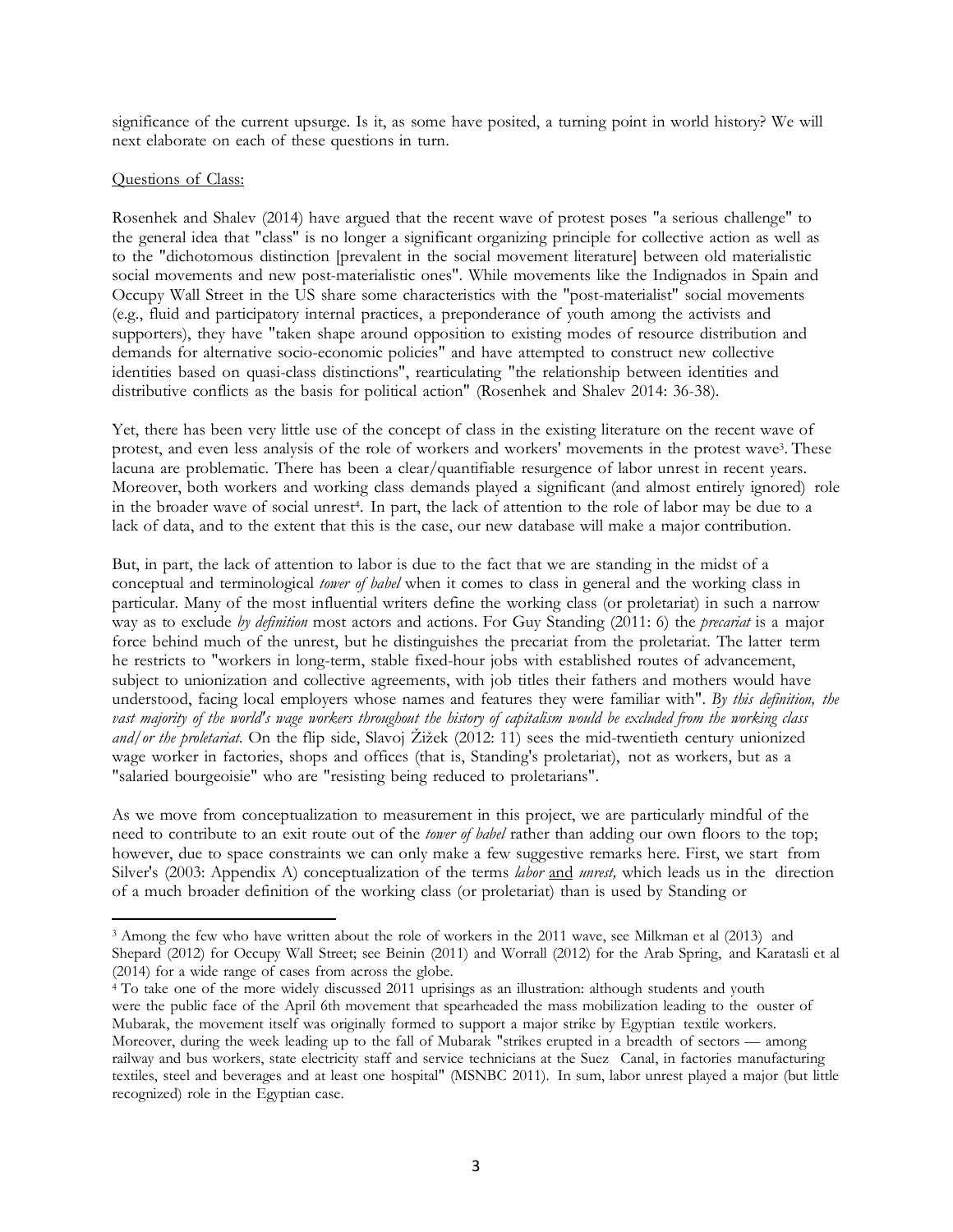significance of the current upsurge. Is it, as some have posited, a turning point in world history? We will next elaborate on each of these questions in turn.

Questions of Class:

Rosenhek and Shalev (2014) have argued that the recent wave of protest poses "a serious challenge" to the general idea that "class" is no longer a significant organizing principle for collective action as well as to the "dichotomous distinction [prevalent in the social movement literature] between old materialistic social movements and new post-materialistic ones". While movements like the Indignados in Spain and Occupy Wall Street in the US share some characteristics with the "post-materialist" social movements (e.g., fluid and participatory internal practices, a preponderance of youth among the activists and supporters), they have "taken shape around opposition to existing modes of resource distribution and demands for alternative socio-economic policies" and have attempted to construct new collective identities based on quasi-class distinctions", rearticulating "the relationship between identities and distributive conflicts as the basis for political action" (Rosenhek and Shalev 2014: 36-38).

Yet, there has been very little use of the concept of class in the existing literature on the recent wave of protest, and even less analysis of the role of workers and workers' movements in the protest wave[3]. These lacuna are problematic. There has been a clear/quantifiable resurgence of labor unrest in recent years. Moreover, both workers and working class demands played a significant (and almost entirely ignored) role in the broader wave of social unrest[4]. In part, the lack of attention to the role of labor may be due to a lack of data, and to the extent that this is the case, our new database will make a major contribution.

But, in part, the lack of attention to labor is due to the fact that we are standing in the midst of a conceptual and terminological *tower of babel* when it comes to class in general and the working class in particular. Many of the most influential writers define the working class (or proletariat) in such a narrow way as to exclude *by definition* most actors and actions. For Guy Standing (2011: 6) the *precariat* is a major force behind much of the unrest, but he distinguishes the precariat from the proletariat. The latter term he restricts to "workers in long-term, stable fixed-hour jobs with established routes of advancement, subject to unionization and collective agreements, with job titles their fathers and mothers would have understood, facing local employers whose names and features they were familiar with". *By this definition, the vast majority of the world's wage workers throughout the history of capitalism would be excluded from the working class and/or the proletariat.* On the flip side, Slavoj Žižek (2012: 11) sees the mid-twentieth century unionized wage worker in factories, shops and offices (that is, Standing's proletariat), not as workers, but as a "salaried bourgeoisie" who are "resisting being reduced to proletarians".

As we move from conceptualization to measurement in this project, we are particularly mindful of the need to contribute to an exit route out of the *tower of babel* rather than adding our own floors to the top; however, due to space constraints we can only make a few suggestive remarks here. First, we start from Silver's (2003: Appendix A) conceptualization of the terms *labor* and *unrest,* which leads us in the direction of a much broader definition of the working class (or proletariat) than is used by Standing or

---

[3] Among the few who have written about the role of workers in the 2011 wave, see Milkman et al (2013) and Shepard (2012) for Occupy Wall Street; see Beinin (2011) and Worrall (2012) for the Arab Spring, and Karatasli et al (2014) for a wide range of cases from across the globe.

[4] To take one of the more widely discussed 2011 uprisings as an illustration: although students and youth were the public face of the April 6th movement that spearheaded the mass mobilization leading to the ouster of Mubarak, the movement itself was originally formed to support a major strike by Egyptian textile workers. Moreover, during the week leading up to the fall of Mubarak "strikes erupted in a breadth of sectors — among railway and bus workers, state electricity staff and service technicians at the Suez Canal, in factories manufacturing textiles, steel and beverages and at least one hospital" (MSNBC 2011). In sum, labor unrest played a major (but little recognized) role in the Egyptian case.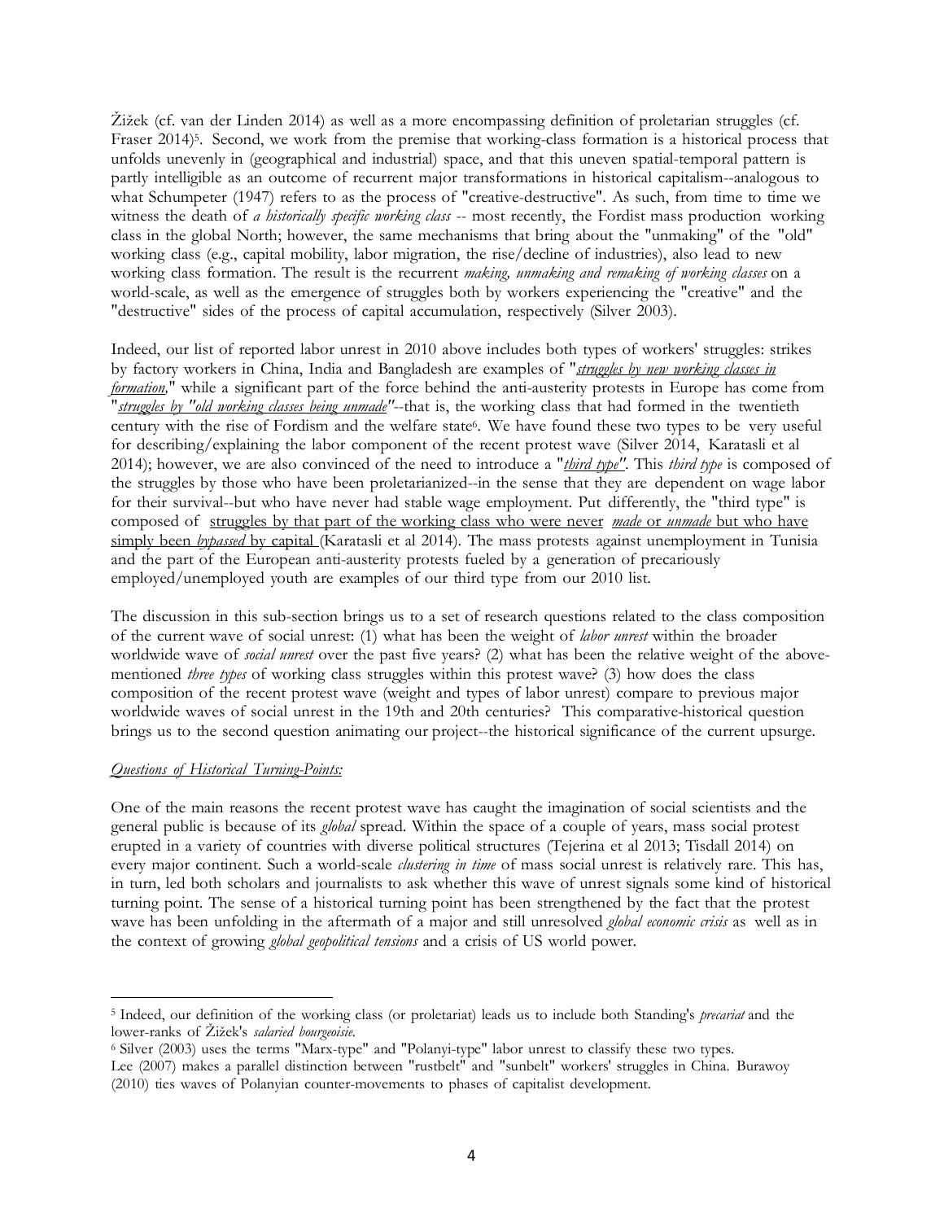Žižek (cf. van der Linden 2014) as well as a more encompassing definition of proletarian struggles (cf. Fraser 2014)[5]. Second, we work from the premise that working-class formation is a historical process that unfolds unevenly in (geographical and industrial) space, and that this uneven spatial-temporal pattern is partly intelligible as an outcome of recurrent major transformations in historical capitalism--analogous to what Schumpeter (1947) refers to as the process of "creative-destructive". As such, from time to time we witness the death of *a historically specific working class* -- most recently, the Fordist mass production working class in the global North; however, the same mechanisms that bring about the "unmaking" of the "old" working class (e.g., capital mobility, labor migration, the rise/decline of industries), also lead to new working class formation. The result is the recurrent *making, unmaking and remaking of working classes* on a world-scale, as well as the emergence of struggles both by workers experiencing the "creative" and the "destructive" sides of the process of capital accumulation, respectively (Silver 2003).

Indeed, our list of reported labor unrest in 2010 above includes both types of workers' struggles: strikes by factory workers in China, India and Bangladesh are examples of "*struggles by new working classes in formation,*" while a significant part of the force behind the anti-austerity protests in Europe has come from "*struggles by "old working classes being unmade"*--that is, the working class that had formed in the twentieth century with the rise of Fordism and the welfare state[6]. We have found these two types to be very useful for describing/explaining the labor component of the recent protest wave (Silver 2014, Karatasli et al 2014); however, we are also convinced of the need to introduce a "*third type"*. This *third type* is composed of the struggles by those who have been proletarianized--in the sense that they are dependent on wage labor for their survival--but who have never had stable wage employment. Put differently, the "third type" is composed of struggles by that part of the working class who were never *made* or *unmade* but who have simply been *bypassed* by capital (Karatasli et al 2014). The mass protests against unemployment in Tunisia and the part of the European anti-austerity protests fueled by a generation of precariously employed/unemployed youth are examples of our third type from our 2010 list.

The discussion in this sub-section brings us to a set of research questions related to the class composition of the current wave of social unrest: (1) what has been the weight of *labor unrest* within the broader worldwide wave of *social unrest* over the past five years? (2) what has been the relative weight of the above-mentioned *three types* of working class struggles within this protest wave? (3) how does the class composition of the recent protest wave (weight and types of labor unrest) compare to previous major worldwide waves of social unrest in the 19th and 20th centuries? This comparative-historical question brings us to the second question animating our project--the historical significance of the current upsurge.

*Questions of Historical Turning-Points:*

One of the main reasons the recent protest wave has caught the imagination of social scientists and the general public is because of its *global* spread. Within the space of a couple of years, mass social protest erupted in a variety of countries with diverse political structures (Tejerina et al 2013; Tisdall 2014) on every major continent. Such a world-scale *clustering in time* of mass social unrest is relatively rare. This has, in turn, led both scholars and journalists to ask whether this wave of unrest signals some kind of historical turning point. The sense of a historical turning point has been strengthened by the fact that the protest wave has been unfolding in the aftermath of a major and still unresolved *global economic crisis* as well as in the context of growing *global geopolitical tensions* and a crisis of US world power.

---

[5] Indeed, our definition of the working class (or proletariat) leads us to include both Standing's *precariat* and the lower-ranks of Žižek's *salaried bourgeoisie*.

[6] Silver (2003) uses the terms "Marx-type" and "Polanyi-type" labor unrest to classify these two types. Lee (2007) makes a parallel distinction between "rustbelt" and "sunbelt" workers' struggles in China. Burawoy (2010) ties waves of Polanyian counter-movements to phases of capitalist development.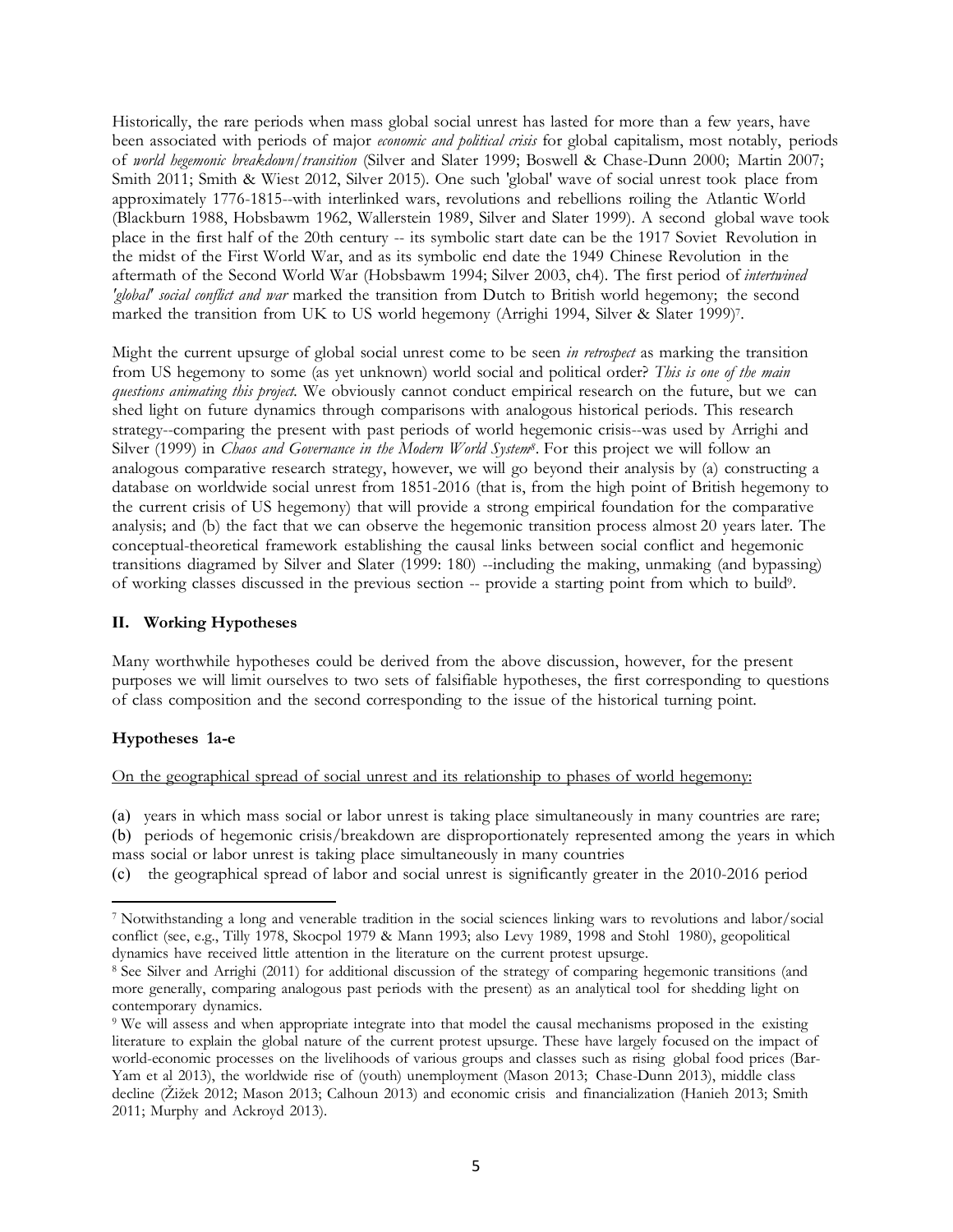Historically, the rare periods when mass global social unrest has lasted for more than a few years, have been associated with periods of major *economic and political crisis* for global capitalism, most notably, periods of *world hegemonic breakdown/transition* (Silver and Slater 1999; Boswell & Chase-Dunn 2000; Martin 2007; Smith 2011; Smith & Wiest 2012, Silver 2015). One such 'global' wave of social unrest took place from approximately 1776-1815--with interlinked wars, revolutions and rebellions roiling the Atlantic World (Blackburn 1988, Hobsbawm 1962, Wallerstein 1989, Silver and Slater 1999). A second global wave took place in the first half of the 20th century -- its symbolic start date can be the 1917 Soviet Revolution in the midst of the First World War, and as its symbolic end date the 1949 Chinese Revolution in the aftermath of the Second World War (Hobsbawm 1994; Silver 2003, ch4). The first period of *intertwined 'global' social conflict and war* marked the transition from Dutch to British world hegemony; the second marked the transition from UK to US world hegemony (Arrighi 1994, Silver & Slater 1999)[7].

Might the current upsurge of global social unrest come to be seen *in retrospect* as marking the transition from US hegemony to some (as yet unknown) world social and political order? *This is one of the main questions animating this project.* We obviously cannot conduct empirical research on the future, but we can shed light on future dynamics through comparisons with analogous historical periods. This research strategy--comparing the present with past periods of world hegemonic crisis--was used by Arrighi and Silver (1999) in *Chaos and Governance in the Modern World System*[8]. For this project we will follow an analogous comparative research strategy, however, we will go beyond their analysis by (a) constructing a database on worldwide social unrest from 1851-2016 (that is, from the high point of British hegemony to the current crisis of US hegemony) that will provide a strong empirical foundation for the comparative analysis; and (b) the fact that we can observe the hegemonic transition process almost 20 years later. The conceptual-theoretical framework establishing the causal links between social conflict and hegemonic transitions diagramed by Silver and Slater (1999: 180) --including the making, unmaking (and bypassing) of working classes discussed in the previous section -- provide a starting point from which to build[9].

## II. Working Hypotheses

Many worthwhile hypotheses could be derived from the above discussion, however, for the present purposes we will limit ourselves to two sets of falsifiable hypotheses, the first corresponding to questions of class composition and the second corresponding to the issue of the historical turning point.

### Hypotheses 1a-e

<u>On the geographical spread of social unrest and its relationship to phases of world hegemony:</u>

(a) years in which mass social or labor unrest is taking place simultaneously in many countries are rare;
(b) periods of hegemonic crisis/breakdown are disproportionately represented among the years in which mass social or labor unrest is taking place simultaneously in many countries
(c) the geographical spread of labor and social unrest is significantly greater in the 2010-2016 period

---

[7] Notwithstanding a long and venerable tradition in the social sciences linking wars to revolutions and labor/social conflict (see, e.g., Tilly 1978, Skocpol 1979 & Mann 1993; also Levy 1989, 1998 and Stohl 1980), geopolitical dynamics have received little attention in the literature on the current protest upsurge.

[8] See Silver and Arrighi (2011) for additional discussion of the strategy of comparing hegemonic transitions (and more generally, comparing analogous past periods with the present) as an analytical tool for shedding light on contemporary dynamics.

[9] We will assess and when appropriate integrate into that model the causal mechanisms proposed in the existing literature to explain the global nature of the current protest upsurge. These have largely focused on the impact of world-economic processes on the livelihoods of various groups and classes such as rising global food prices (Bar-Yam et al 2013), the worldwide rise of (youth) unemployment (Mason 2013; Chase-Dunn 2013), middle class decline (Žižek 2012; Mason 2013; Calhoun 2013) and economic crisis and financialization (Hanieh 2013; Smith 2011; Murphy and Ackroyd 2013).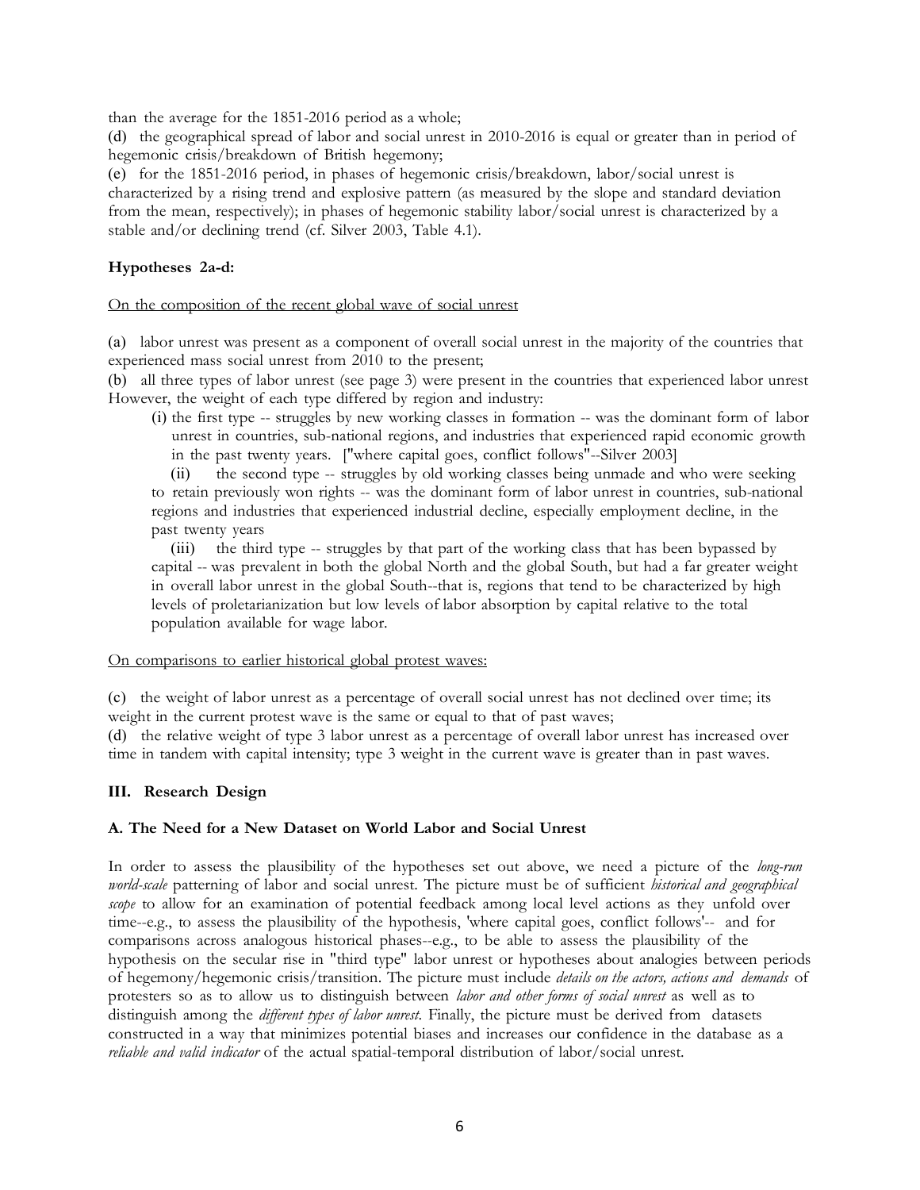than the average for the 1851-2016 period as a whole;

(d) the geographical spread of labor and social unrest in 2010-2016 is equal or greater than in period of hegemonic crisis/breakdown of British hegemony;

(e) for the 1851-2016 period, in phases of hegemonic crisis/breakdown, labor/social unrest is characterized by a rising trend and explosive pattern (as measured by the slope and standard deviation from the mean, respectively); in phases of hegemonic stability labor/social unrest is characterized by a stable and/or declining trend (cf. Silver 2003, Table 4.1).

**Hypotheses 2a-d:**

<u>On the composition of the recent global wave of social unrest</u>

(a) labor unrest was present as a component of overall social unrest in the majority of the countries that experienced mass social unrest from 2010 to the present;

(b) all three types of labor unrest (see page 3) were present in the countries that experienced labor unrest However, the weight of each type differed by region and industry:

(i) the first type -- struggles by new working classes in formation -- was the dominant form of labor unrest in countries, sub-national regions, and industries that experienced rapid economic growth in the past twenty years. ["where capital goes, conflict follows"--Silver 2003]

(ii) the second type -- struggles by old working classes being unmade and who were seeking to retain previously won rights -- was the dominant form of labor unrest in countries, sub-national regions and industries that experienced industrial decline, especially employment decline, in the past twenty years

(iii) the third type -- struggles by that part of the working class that has been bypassed by capital -- was prevalent in both the global North and the global South, but had a far greater weight in overall labor unrest in the global South--that is, regions that tend to be characterized by high levels of proletarianization but low levels of labor absorption by capital relative to the total population available for wage labor.

<u>On comparisons to earlier historical global protest waves:</u>

(c) the weight of labor unrest as a percentage of overall social unrest has not declined over time; its weight in the current protest wave is the same or equal to that of past waves;

(d) the relative weight of type 3 labor unrest as a percentage of overall labor unrest has increased over time in tandem with capital intensity; type 3 weight in the current wave is greater than in past waves.

### III. Research Design

#### A. The Need for a New Dataset on World Labor and Social Unrest

In order to assess the plausibility of the hypotheses set out above, we need a picture of the *long-run world-scale* patterning of labor and social unrest. The picture must be of sufficient *historical and geographical scope* to allow for an examination of potential feedback among local level actions as they unfold over time--e.g., to assess the plausibility of the hypothesis, 'where capital goes, conflict follows'-- and for comparisons across analogous historical phases--e.g., to be able to assess the plausibility of the hypothesis on the secular rise in "third type" labor unrest or hypotheses about analogies between periods of hegemony/hegemonic crisis/transition. The picture must include *details on the actors, actions and demands* of protesters so as to allow us to distinguish between *labor and other forms of social unrest* as well as to distinguish among the *different types of labor unrest*. Finally, the picture must be derived from datasets constructed in a way that minimizes potential biases and increases our confidence in the database as a *reliable and valid indicator* of the actual spatial-temporal distribution of labor/social unrest.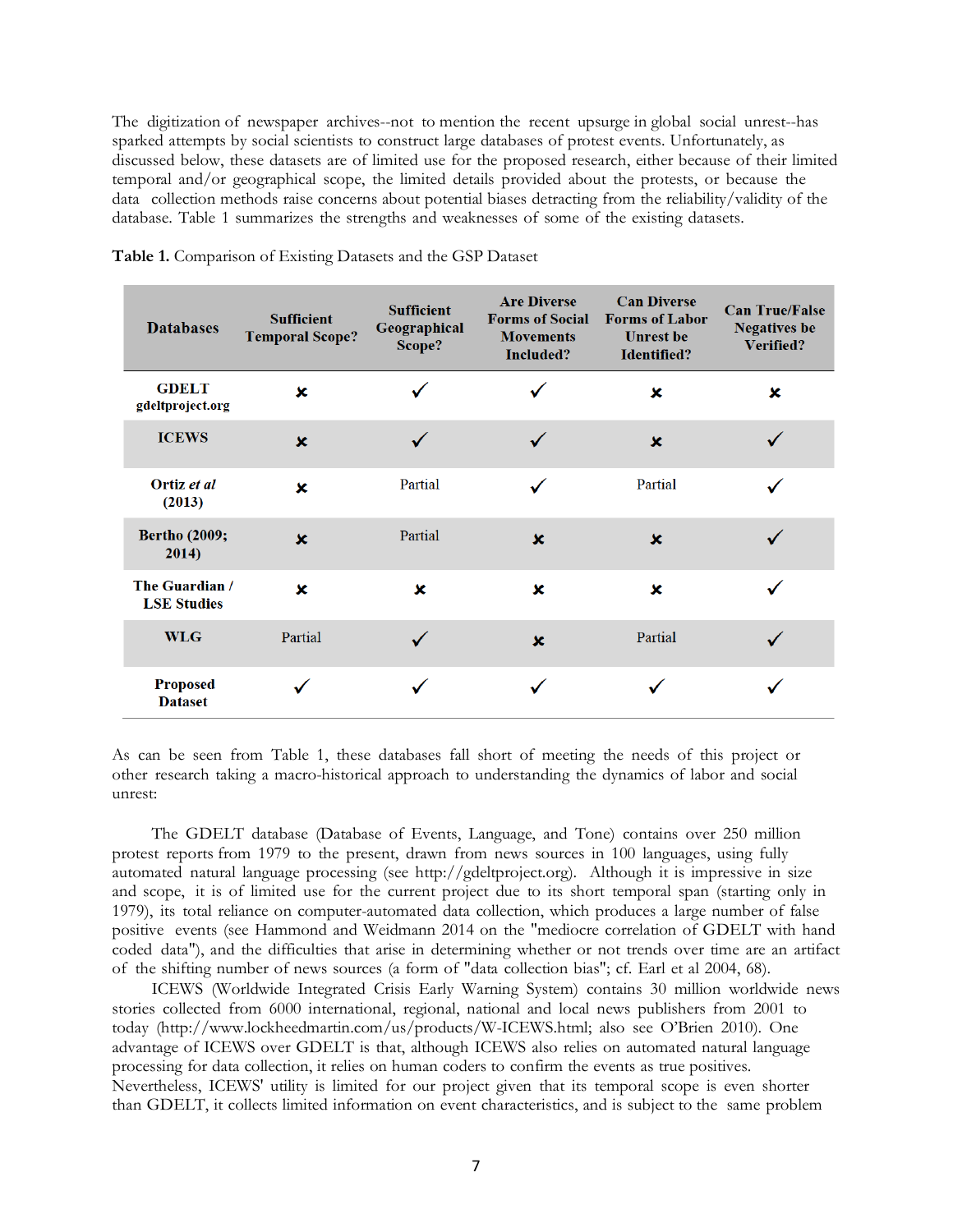The digitization of newspaper archives--not to mention the recent upsurge in global social unrest--has sparked attempts by social scientists to construct large databases of protest events. Unfortunately, as discussed below, these datasets are of limited use for the proposed research, either because of their limited temporal and/or geographical scope, the limited details provided about the protests, or because the data collection methods raise concerns about potential biases detracting from the reliability/validity of the database. Table 1 summarizes the strengths and weaknesses of some of the existing datasets.

**Table 1.** Comparison of Existing Datasets and the GSP Dataset

| Databases | Sufficient Temporal Scope? | Sufficient Geographical Scope? | Are Diverse Forms of Social Movements Included? | Can Diverse Forms of Labor Unrest be Identified? | Can True/False Negatives be Verified? |
|---|---|---|---|---|---|
| **GDELT** **gdeltproject.org** | ✗ | ✓ | ✓ | ✗ | ✗ |
| **ICEWS** | ✗ | ✓ | ✓ | ✗ | ✓ |
| **Ortiz *et al* (2013)** | ✗ | Partial | ✓ | Partial | ✓ |
| **Bertho (2009; 2014)** | ✗ | Partial | ✗ | ✗ | ✓ |
| **The Guardian / LSE Studies** | ✗ | ✗ | ✗ | ✗ | ✓ |
| **WLG** | Partial | ✓ | ✗ | Partial | ✓ |
| **Proposed Dataset** | ✓ | ✓ | ✓ | ✓ | ✓ |

As can be seen from Table 1, these databases fall short of meeting the needs of this project or other research taking a macro-historical approach to understanding the dynamics of labor and social unrest:

The GDELT database (Database of Events, Language, and Tone) contains over 250 million protest reports from 1979 to the present, drawn from news sources in 100 languages, using fully automated natural language processing (see http://gdeltproject.org). Although it is impressive in size and scope, it is of limited use for the current project due to its short temporal span (starting only in 1979), its total reliance on computer-automated data collection, which produces a large number of false positive events (see Hammond and Weidmann 2014 on the "mediocre correlation of GDELT with hand coded data"), and the difficulties that arise in determining whether or not trends over time are an artifact of the shifting number of news sources (a form of "data collection bias"; cf. Earl et al 2004, 68).

ICEWS (Worldwide Integrated Crisis Early Warning System) contains 30 million worldwide news stories collected from 6000 international, regional, national and local news publishers from 2001 to today (http://www.lockheedmartin.com/us/products/W-ICEWS.html; also see O'Brien 2010). One advantage of ICEWS over GDELT is that, although ICEWS also relies on automated natural language processing for data collection, it relies on human coders to confirm the events as true positives. Nevertheless, ICEWS' utility is limited for our project given that its temporal scope is even shorter than GDELT, it collects limited information on event characteristics, and is subject to the same problem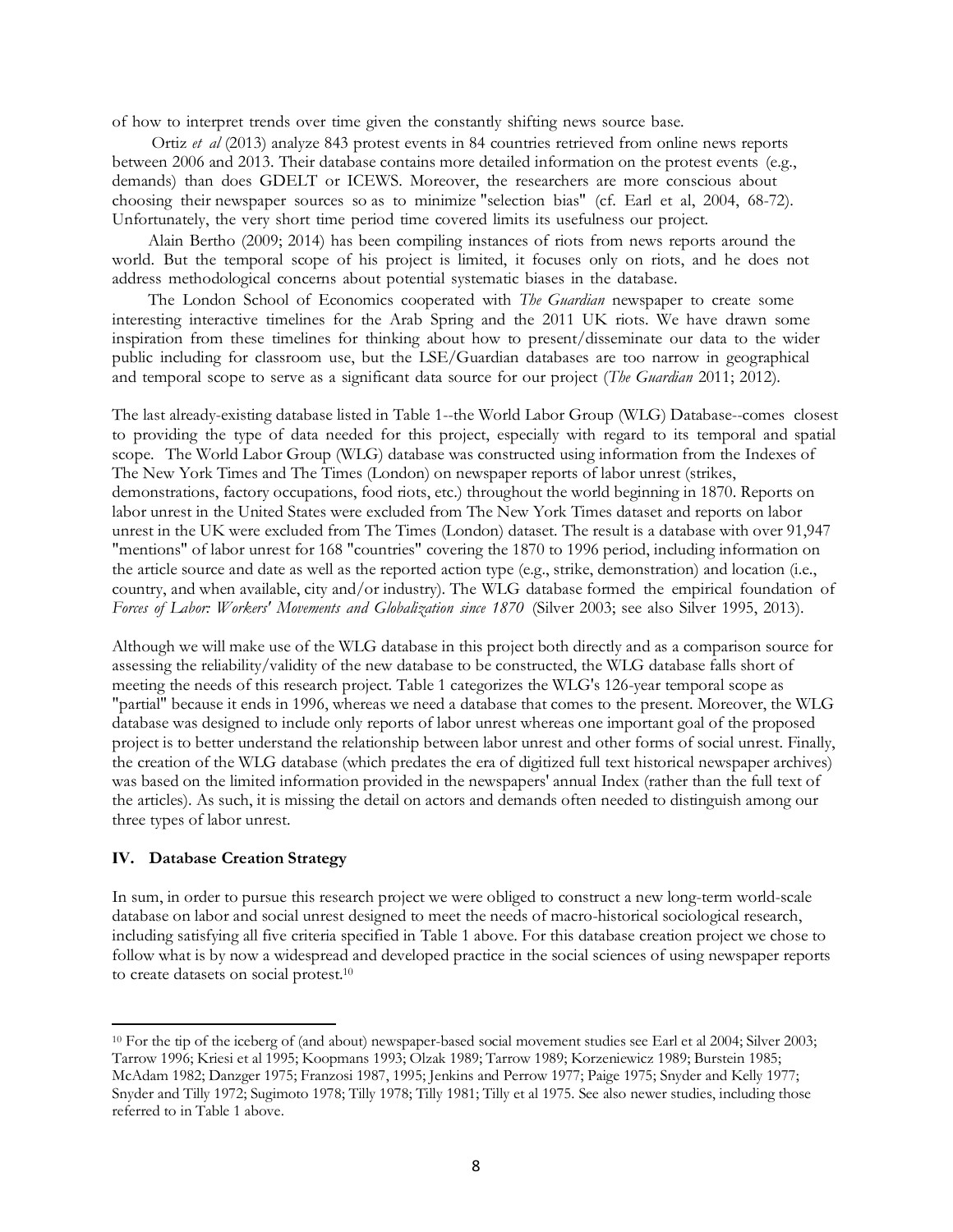of how to interpret trends over time given the constantly shifting news source base.

Ortiz *et al* (2013) analyze 843 protest events in 84 countries retrieved from online news reports between 2006 and 2013. Their database contains more detailed information on the protest events (e.g., demands) than does GDELT or ICEWS. Moreover, the researchers are more conscious about choosing their newspaper sources so as to minimize "selection bias" (cf. Earl et al, 2004, 68-72). Unfortunately, the very short time period time covered limits its usefulness our project.

Alain Bertho (2009; 2014) has been compiling instances of riots from news reports around the world. But the temporal scope of his project is limited, it focuses only on riots, and he does not address methodological concerns about potential systematic biases in the database.

The London School of Economics cooperated with *The Guardian* newspaper to create some interesting interactive timelines for the Arab Spring and the 2011 UK riots. We have drawn some inspiration from these timelines for thinking about how to present/disseminate our data to the wider public including for classroom use, but the LSE/Guardian databases are too narrow in geographical and temporal scope to serve as a significant data source for our project (*The Guardian* 2011; 2012).

The last already-existing database listed in Table 1--the World Labor Group (WLG) Database--comes closest to providing the type of data needed for this project, especially with regard to its temporal and spatial scope. The World Labor Group (WLG) database was constructed using information from the Indexes of The New York Times and The Times (London) on newspaper reports of labor unrest (strikes, demonstrations, factory occupations, food riots, etc.) throughout the world beginning in 1870. Reports on labor unrest in the United States were excluded from The New York Times dataset and reports on labor unrest in the UK were excluded from The Times (London) dataset. The result is a database with over 91,947 "mentions" of labor unrest for 168 "countries" covering the 1870 to 1996 period, including information on the article source and date as well as the reported action type (e.g., strike, demonstration) and location (i.e., country, and when available, city and/or industry). The WLG database formed the empirical foundation of *Forces of Labor: Workers' Movements and Globalization since 1870* (Silver 2003; see also Silver 1995, 2013).

Although we will make use of the WLG database in this project both directly and as a comparison source for assessing the reliability/validity of the new database to be constructed, the WLG database falls short of meeting the needs of this research project. Table 1 categorizes the WLG's 126-year temporal scope as "partial" because it ends in 1996, whereas we need a database that comes to the present. Moreover, the WLG database was designed to include only reports of labor unrest whereas one important goal of the proposed project is to better understand the relationship between labor unrest and other forms of social unrest. Finally, the creation of the WLG database (which predates the era of digitized full text historical newspaper archives) was based on the limited information provided in the newspapers' annual Index (rather than the full text of the articles). As such, it is missing the detail on actors and demands often needed to distinguish among our three types of labor unrest.

## IV. Database Creation Strategy

In sum, in order to pursue this research project we were obliged to construct a new long-term world-scale database on labor and social unrest designed to meet the needs of macro-historical sociological research, including satisfying all five criteria specified in Table 1 above. For this database creation project we chose to follow what is by now a widespread and developed practice in the social sciences of using newspaper reports to create datasets on social protest.[10]

---

[10] For the tip of the iceberg of (and about) newspaper-based social movement studies see Earl et al 2004; Silver 2003; Tarrow 1996; Kriesi et al 1995; Koopmans 1993; Olzak 1989; Tarrow 1989; Korzeniewicz 1989; Burstein 1985; McAdam 1982; Danzger 1975; Franzosi 1987, 1995; Jenkins and Perrow 1977; Paige 1975; Snyder and Kelly 1977; Snyder and Tilly 1972; Sugimoto 1978; Tilly 1978; Tilly 1981; Tilly et al 1975. See also newer studies, including those referred to in Table 1 above.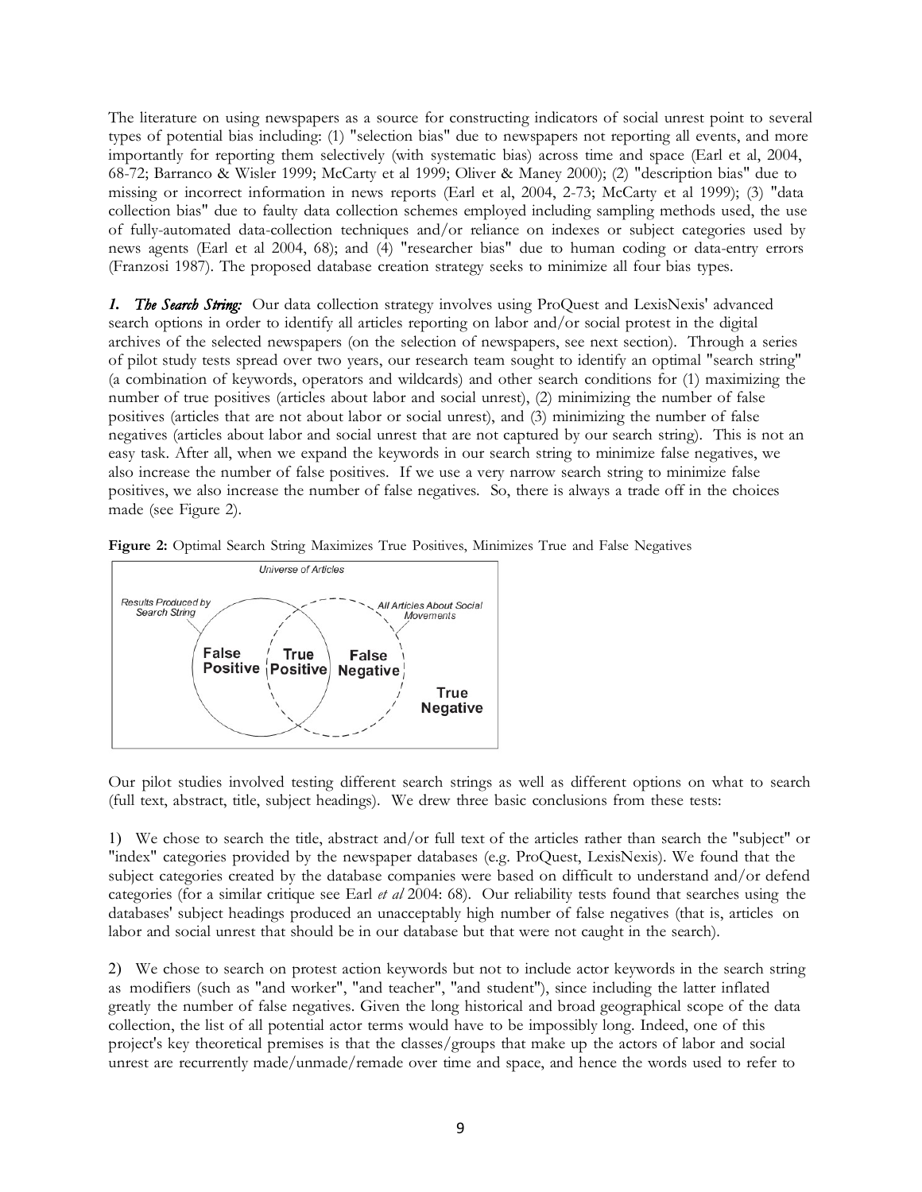The literature on using newspapers as a source for constructing indicators of social unrest point to several types of potential bias including: (1) "selection bias" due to newspapers not reporting all events, and more importantly for reporting them selectively (with systematic bias) across time and space (Earl et al, 2004, 68-72; Barranco & Wisler 1999; McCarty et al 1999; Oliver & Maney 2000); (2) "description bias" due to missing or incorrect information in news reports (Earl et al, 2004, 2-73; McCarty et al 1999); (3) "data collection bias" due to faulty data collection schemes employed including sampling methods used, the use of fully-automated data-collection techniques and/or reliance on indexes or subject categories used by news agents (Earl et al 2004, 68); and (4) "researcher bias" due to human coding or data-entry errors (Franzosi 1987). The proposed database creation strategy seeks to minimize all four bias types.

***1. The Search String:*** Our data collection strategy involves using ProQuest and LexisNexis' advanced search options in order to identify all articles reporting on labor and/or social protest in the digital archives of the selected newspapers (on the selection of newspapers, see next section). Through a series of pilot study tests spread over two years, our research team sought to identify an optimal "search string" (a combination of keywords, operators and wildcards) and other search conditions for (1) maximizing the number of true positives (articles about labor and social unrest), (2) minimizing the number of false positives (articles that are not about labor or social unrest), and (3) minimizing the number of false negatives (articles about labor and social unrest that are not captured by our search string). This is not an easy task. After all, when we expand the keywords in our search string to minimize false negatives, we also increase the number of false positives. If we use a very narrow search string to minimize false positives, we also increase the number of false negatives. So, there is always a trade off in the choices made (see Figure 2).

**Figure 2:** Optimal Search String Maximizes True Positives, Minimizes True and False Negatives

Universe of Articles

Results Produced by Search String

All Articles About Social Movements

False Positive | True Positive | False Negative | True Negative

Our pilot studies involved testing different search strings as well as different options on what to search (full text, abstract, title, subject headings). We drew three basic conclusions from these tests:

1) We chose to search the title, abstract and/or full text of the articles rather than search the "subject" or "index" categories provided by the newspaper databases (e.g. ProQuest, LexisNexis). We found that the subject categories created by the database companies were based on difficult to understand and/or defend categories (for a similar critique see Earl *et al* 2004: 68). Our reliability tests found that searches using the databases' subject headings produced an unacceptably high number of false negatives (that is, articles on labor and social unrest that should be in our database but that were not caught in the search).

2) We chose to search on protest action keywords but not to include actor keywords in the search string as modifiers (such as "and worker", "and teacher", "and student"), since including the latter inflated greatly the number of false negatives. Given the long historical and broad geographical scope of the data collection, the list of all potential actor terms would have to be impossibly long. Indeed, one of this project's key theoretical premises is that the classes/groups that make up the actors of labor and social unrest are recurrently made/unmade/remade over time and space, and hence the words used to refer to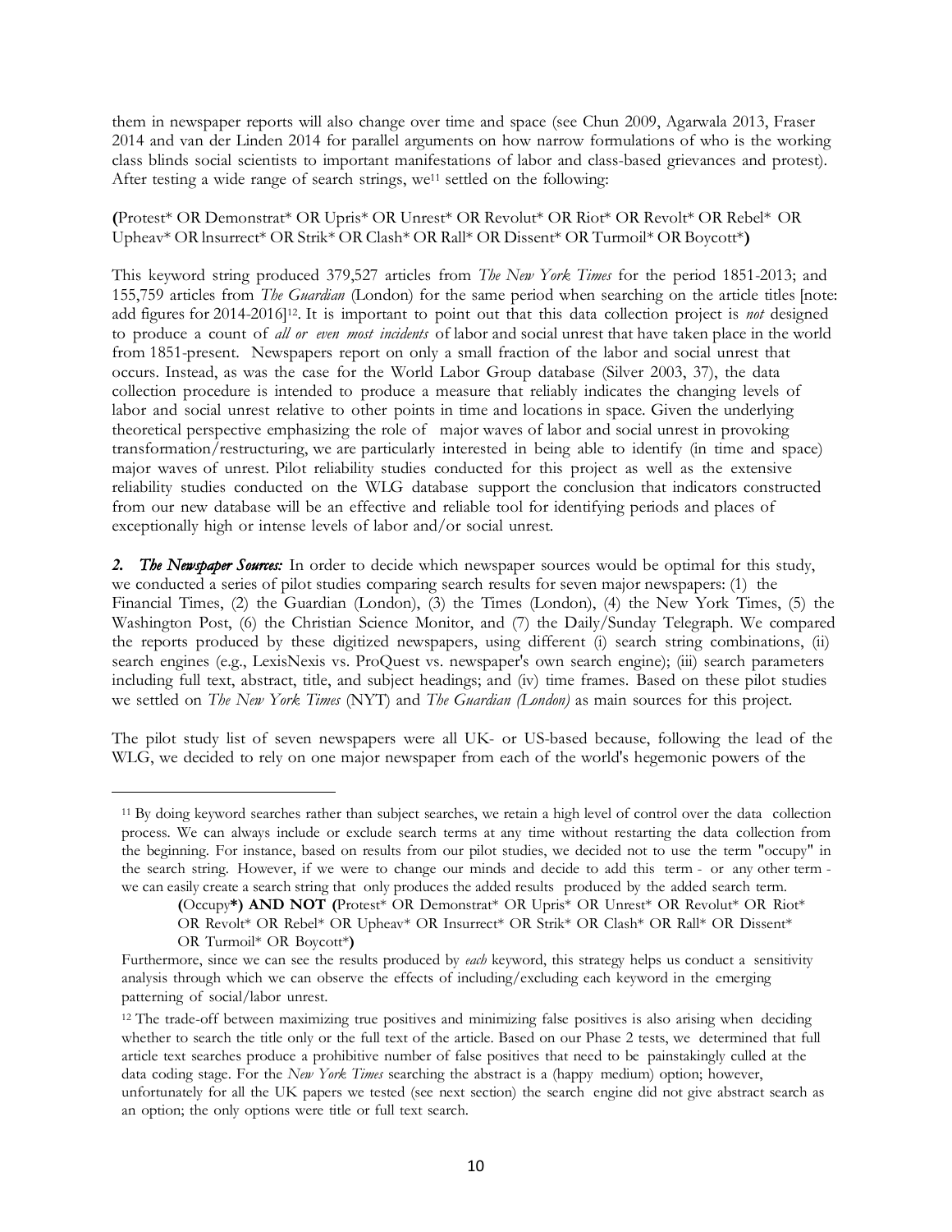them in newspaper reports will also change over time and space (see Chun 2009, Agarwala 2013, Fraser 2014 and van der Linden 2014 for parallel arguments on how narrow formulations of who is the working class blinds social scientists to important manifestations of labor and class-based grievances and protest). After testing a wide range of search strings, we[11] settled on the following:

**(**Protest* OR Demonstrat* OR Upris* OR Unrest* OR Revolut* OR Riot* OR Revolt* OR Rebel* OR Upheav* OR lnsurrect* OR Strik* OR Clash* OR Rall* OR Dissent* OR Turmoil* OR Boycott***)**

This keyword string produced 379,527 articles from *The New York Times* for the period 1851-2013; and 155,759 articles from *The Guardian* (London) for the same period when searching on the article titles [note: add figures for 2014-2016][12]. It is important to point out that this data collection project is *not* designed to produce a count of *all or even most incidents* of labor and social unrest that have taken place in the world from 1851-present. Newspapers report on only a small fraction of the labor and social unrest that occurs. Instead, as was the case for the World Labor Group database (Silver 2003, 37), the data collection procedure is intended to produce a measure that reliably indicates the changing levels of labor and social unrest relative to other points in time and locations in space. Given the underlying theoretical perspective emphasizing the role of major waves of labor and social unrest in provoking transformation/restructuring, we are particularly interested in being able to identify (in time and space) major waves of unrest. Pilot reliability studies conducted for this project as well as the extensive reliability studies conducted on the WLG database support the conclusion that indicators constructed from our new database will be an effective and reliable tool for identifying periods and places of exceptionally high or intense levels of labor and/or social unrest.

***2. The Newspaper Sources:*** In order to decide which newspaper sources would be optimal for this study, we conducted a series of pilot studies comparing search results for seven major newspapers: (1) the Financial Times, (2) the Guardian (London), (3) the Times (London), (4) the New York Times, (5) the Washington Post, (6) the Christian Science Monitor, and (7) the Daily/Sunday Telegraph. We compared the reports produced by these digitized newspapers, using different (i) search string combinations, (ii) search engines (e.g., LexisNexis vs. ProQuest vs. newspaper's own search engine); (iii) search parameters including full text, abstract, title, and subject headings; and (iv) time frames. Based on these pilot studies we settled on *The New York Times* (NYT) and *The Guardian (London)* as main sources for this project.

The pilot study list of seven newspapers were all UK- or US-based because, following the lead of the WLG, we decided to rely on one major newspaper from each of the world's hegemonic powers of the

---

[11] By doing keyword searches rather than subject searches, we retain a high level of control over the data collection process. We can always include or exclude search terms at any time without restarting the data collection from the beginning. For instance, based on results from our pilot studies, we decided not to use the term "occupy" in the search string. However, if we were to change our minds and decide to add this term - or any other term - we can easily create a search string that only produces the added results produced by the added search term.

> **(**Occupy***) AND NOT (**Protest* OR Demonstrat* OR Upris* OR Unrest* OR Revolut* OR Riot* OR Revolt* OR Rebel* OR Upheav* OR Insurrect* OR Strik* OR Clash* OR Rall* OR Dissent* OR Turmoil* OR Boycott***)**

Furthermore, since we can see the results produced by *each* keyword, this strategy helps us conduct a sensitivity analysis through which we can observe the effects of including/excluding each keyword in the emerging patterning of social/labor unrest.

[12] The trade-off between maximizing true positives and minimizing false positives is also arising when deciding whether to search the title only or the full text of the article. Based on our Phase 2 tests, we determined that full article text searches produce a prohibitive number of false positives that need to be painstakingly culled at the data coding stage. For the *New York Times* searching the abstract is a (happy medium) option; however, unfortunately for all the UK papers we tested (see next section) the search engine did not give abstract search as an option; the only options were title or full text search.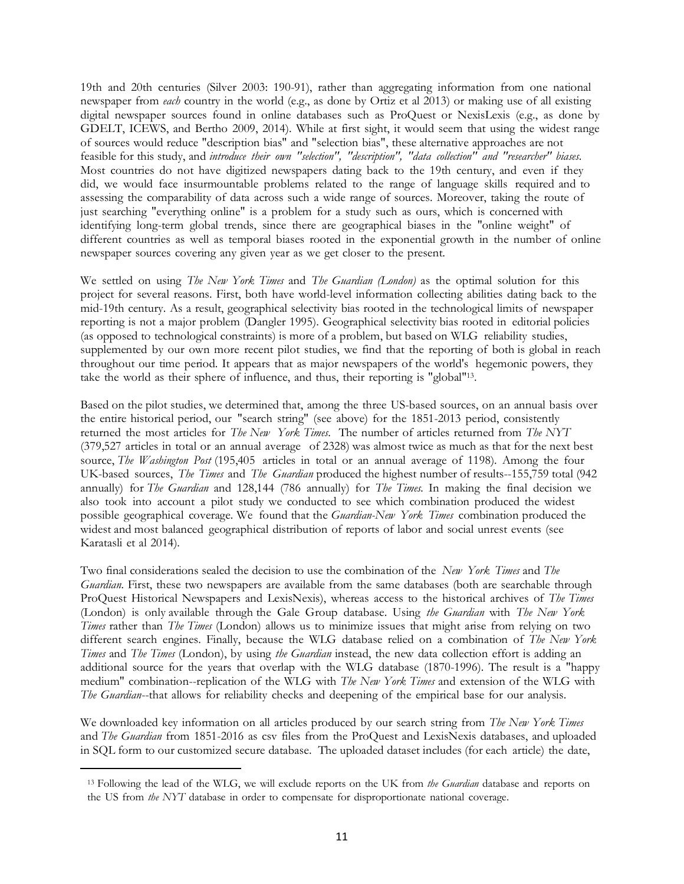19th and 20th centuries (Silver 2003: 190-91), rather than aggregating information from one national newspaper from *each* country in the world (e.g., as done by Ortiz et al 2013) or making use of all existing digital newspaper sources found in online databases such as ProQuest or NexisLexis (e.g., as done by GDELT, ICEWS, and Bertho 2009, 2014). While at first sight, it would seem that using the widest range of sources would reduce "description bias" and "selection bias", these alternative approaches are not feasible for this study, and *introduce their own "selection", "description", "data collection" and "researcher" biases*. Most countries do not have digitized newspapers dating back to the 19th century, and even if they did, we would face insurmountable problems related to the range of language skills required and to assessing the comparability of data across such a wide range of sources. Moreover, taking the route of just searching "everything online" is a problem for a study such as ours, which is concerned with identifying long-term global trends, since there are geographical biases in the "online weight" of different countries as well as temporal biases rooted in the exponential growth in the number of online newspaper sources covering any given year as we get closer to the present.

We settled on using *The New York Times* and *The Guardian (London)* as the optimal solution for this project for several reasons. First, both have world-level information collecting abilities dating back to the mid-19th century. As a result, geographical selectivity bias rooted in the technological limits of newspaper reporting is not a major problem (Dangler 1995). Geographical selectivity bias rooted in editorial policies (as opposed to technological constraints) is more of a problem, but based on WLG reliability studies, supplemented by our own more recent pilot studies, we find that the reporting of both is global in reach throughout our time period. It appears that as major newspapers of the world's hegemonic powers, they take the world as their sphere of influence, and thus, their reporting is "global"[13].

Based on the pilot studies, we determined that, among the three US-based sources, on an annual basis over the entire historical period, our "search string" (see above) for the 1851-2013 period, consistently returned the most articles for *The New York Times*. The number of articles returned from *The NYT* (379,527 articles in total or an annual average of 2328) was almost twice as much as that for the next best source, *The Washington Post* (195,405 articles in total or an annual average of 1198). Among the four UK-based sources, *The Times* and *The Guardian* produced the highest number of results--155,759 total (942 annually) for *The Guardian* and 128,144 (786 annually) for *The Times*. In making the final decision we also took into account a pilot study we conducted to see which combination produced the widest possible geographical coverage. We found that the *Guardian-New York Times* combination produced the widest and most balanced geographical distribution of reports of labor and social unrest events (see Karatasli et al 2014).

Two final considerations sealed the decision to use the combination of the *New York Times* and *The Guardian*. First, these two newspapers are available from the same databases (both are searchable through ProQuest Historical Newspapers and LexisNexis), whereas access to the historical archives of *The Times* (London) is only available through the Gale Group database. Using *the Guardian* with *The New York Times* rather than *The Times* (London) allows us to minimize issues that might arise from relying on two different search engines. Finally, because the WLG database relied on a combination of *The New York Times* and *The Times* (London), by using *the Guardian* instead, the new data collection effort is adding an additional source for the years that overlap with the WLG database (1870-1996). The result is a "happy medium" combination--replication of the WLG with *The New York Times* and extension of the WLG with *The Guardian*--that allows for reliability checks and deepening of the empirical base for our analysis.

We downloaded key information on all articles produced by our search string from *The New York Times* and *The Guardian* from 1851-2016 as csv files from the ProQuest and LexisNexis databases, and uploaded in SQL form to our customized secure database. The uploaded dataset includes (for each article) the date,

---

[13] Following the lead of the WLG, we will exclude reports on the UK from *the Guardian* database and reports on the US from *the NYT* database in order to compensate for disproportionate national coverage.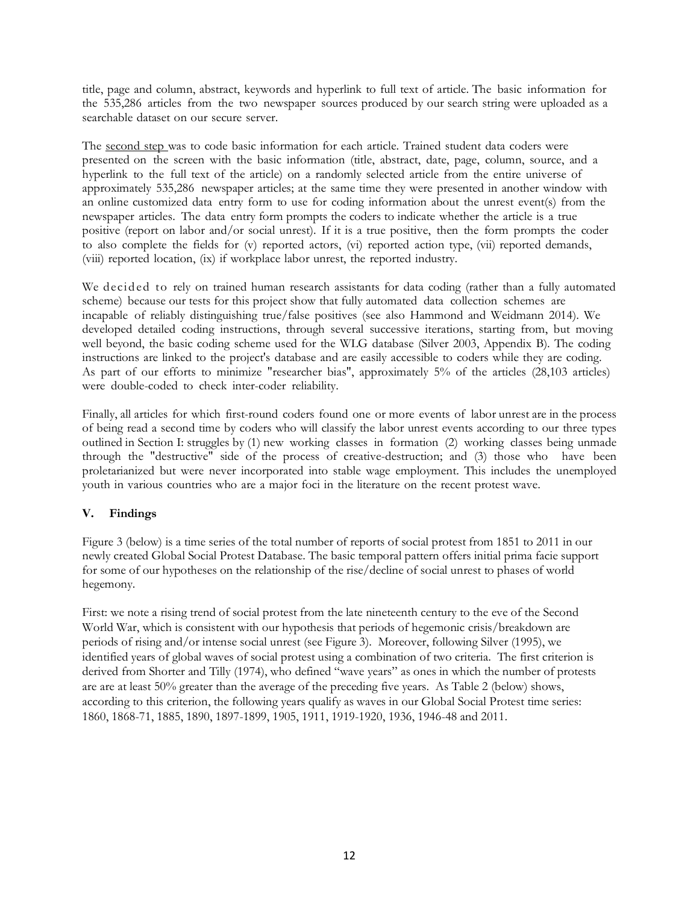title, page and column, abstract, keywords and hyperlink to full text of article. The basic information for the 535,286 articles from the two newspaper sources produced by our search string were uploaded as a searchable dataset on our secure server.

The second step was to code basic information for each article. Trained student data coders were presented on the screen with the basic information (title, abstract, date, page, column, source, and a hyperlink to the full text of the article) on a randomly selected article from the entire universe of approximately 535,286 newspaper articles; at the same time they were presented in another window with an online customized data entry form to use for coding information about the unrest event(s) from the newspaper articles. The data entry form prompts the coders to indicate whether the article is a true positive (report on labor and/or social unrest). If it is a true positive, then the form prompts the coder to also complete the fields for (v) reported actors, (vi) reported action type, (vii) reported demands, (viii) reported location, (ix) if workplace labor unrest, the reported industry.

We decided to rely on trained human research assistants for data coding (rather than a fully automated scheme) because our tests for this project show that fully automated data collection schemes are incapable of reliably distinguishing true/false positives (see also Hammond and Weidmann 2014). We developed detailed coding instructions, through several successive iterations, starting from, but moving well beyond, the basic coding scheme used for the WLG database (Silver 2003, Appendix B). The coding instructions are linked to the project's database and are easily accessible to coders while they are coding. As part of our efforts to minimize "researcher bias", approximately 5% of the articles (28,103 articles) were double-coded to check inter-coder reliability.

Finally, all articles for which first-round coders found one or more events of labor unrest are in the process of being read a second time by coders who will classify the labor unrest events according to our three types outlined in Section I: struggles by (1) new working classes in formation (2) working classes being unmade through the "destructive" side of the process of creative-destruction; and (3) those who have been proletarianized but were never incorporated into stable wage employment. This includes the unemployed youth in various countries who are a major foci in the literature on the recent protest wave.

## V. Findings

Figure 3 (below) is a time series of the total number of reports of social protest from 1851 to 2011 in our newly created Global Social Protest Database. The basic temporal pattern offers initial prima facie support for some of our hypotheses on the relationship of the rise/decline of social unrest to phases of world hegemony.

First: we note a rising trend of social protest from the late nineteenth century to the eve of the Second World War, which is consistent with our hypothesis that periods of hegemonic crisis/breakdown are periods of rising and/or intense social unrest (see Figure 3). Moreover, following Silver (1995), we identified years of global waves of social protest using a combination of two criteria. The first criterion is derived from Shorter and Tilly (1974), who defined "wave years" as ones in which the number of protests are are at least 50% greater than the average of the preceding five years. As Table 2 (below) shows, according to this criterion, the following years qualify as waves in our Global Social Protest time series: 1860, 1868-71, 1885, 1890, 1897-1899, 1905, 1911, 1919-1920, 1936, 1946-48 and 2011.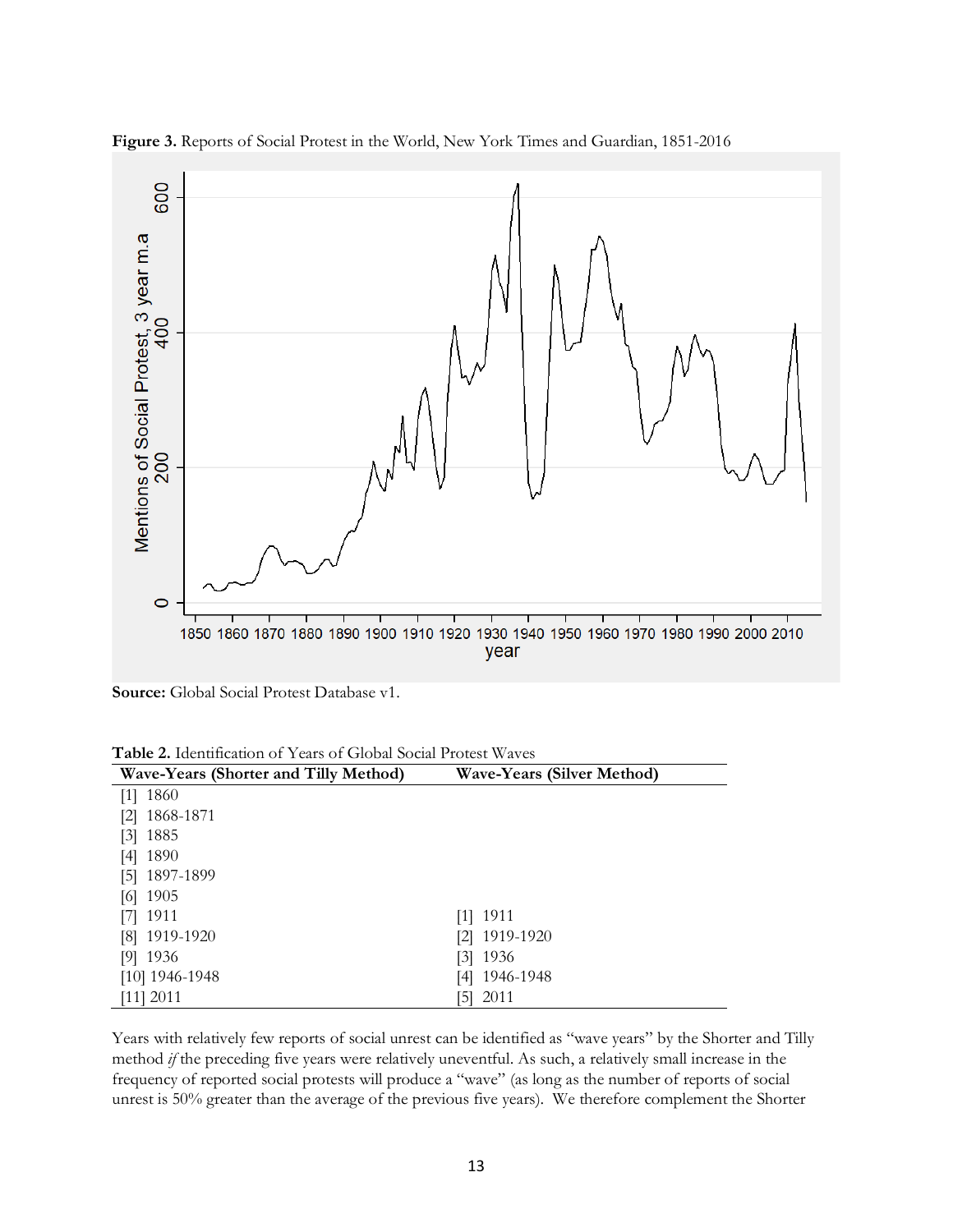**Figure 3.** Reports of Social Protest in the World, New York Times and Guardian, 1851-2016

**Source:** Global Social Protest Database v1.

**Table 2.** Identification of Years of Global Social Protest Waves

| Wave-Years (Shorter and Tilly Method) | Wave-Years (Silver Method) |
|---|---|
| [1] 1860 | |
| [2] 1868-1871 | |
| [3] 1885 | |
| [4] 1890 | |
| [5] 1897-1899 | |
| [6] 1905 | |
| [7] 1911 | [1] 1911 |
| [8] 1919-1920 | [2] 1919-1920 |
| [9] 1936 | [3] 1936 |
| [10] 1946-1948 | [4] 1946-1948 |
| [11] 2011 | [5] 2011 |

Years with relatively few reports of social unrest can be identified as "wave years" by the Shorter and Tilly method *if* the preceding five years were relatively uneventful. As such, a relatively small increase in the frequency of reported social protests will produce a "wave" (as long as the number of reports of social unrest is 50% greater than the average of the previous five years). We therefore complement the Shorter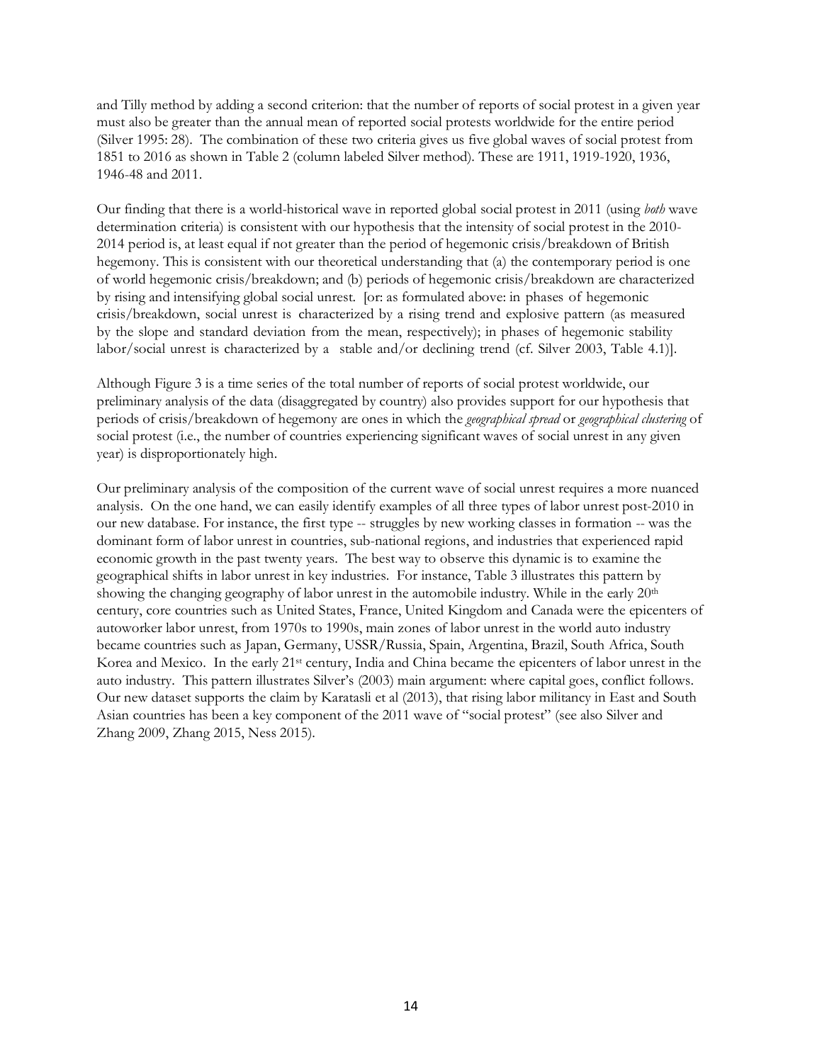and Tilly method by adding a second criterion: that the number of reports of social protest in a given year must also be greater than the annual mean of reported social protests worldwide for the entire period (Silver 1995: 28). The combination of these two criteria gives us five global waves of social protest from 1851 to 2016 as shown in Table 2 (column labeled Silver method). These are 1911, 1919-1920, 1936, 1946-48 and 2011.

Our finding that there is a world-historical wave in reported global social protest in 2011 (using *both* wave determination criteria) is consistent with our hypothesis that the intensity of social protest in the 2010-2014 period is, at least equal if not greater than the period of hegemonic crisis/breakdown of British hegemony. This is consistent with our theoretical understanding that (a) the contemporary period is one of world hegemonic crisis/breakdown; and (b) periods of hegemonic crisis/breakdown are characterized by rising and intensifying global social unrest. [or: as formulated above: in phases of hegemonic crisis/breakdown, social unrest is characterized by a rising trend and explosive pattern (as measured by the slope and standard deviation from the mean, respectively); in phases of hegemonic stability labor/social unrest is characterized by a stable and/or declining trend (cf. Silver 2003, Table 4.1)].

Although Figure 3 is a time series of the total number of reports of social protest worldwide, our preliminary analysis of the data (disaggregated by country) also provides support for our hypothesis that periods of crisis/breakdown of hegemony are ones in which the *geographical spread* or *geographical clustering* of social protest (i.e., the number of countries experiencing significant waves of social unrest in any given year) is disproportionately high.

Our preliminary analysis of the composition of the current wave of social unrest requires a more nuanced analysis. On the one hand, we can easily identify examples of all three types of labor unrest post-2010 in our new database. For instance, the first type -- struggles by new working classes in formation -- was the dominant form of labor unrest in countries, sub-national regions, and industries that experienced rapid economic growth in the past twenty years. The best way to observe this dynamic is to examine the geographical shifts in labor unrest in key industries. For instance, Table 3 illustrates this pattern by showing the changing geography of labor unrest in the automobile industry. While in the early 20th century, core countries such as United States, France, United Kingdom and Canada were the epicenters of autoworker labor unrest, from 1970s to 1990s, main zones of labor unrest in the world auto industry became countries such as Japan, Germany, USSR/Russia, Spain, Argentina, Brazil, South Africa, South Korea and Mexico. In the early 21st century, India and China became the epicenters of labor unrest in the auto industry. This pattern illustrates Silver's (2003) main argument: where capital goes, conflict follows. Our new dataset supports the claim by Karatasli et al (2013), that rising labor militancy in East and South Asian countries has been a key component of the 2011 wave of "social protest" (see also Silver and Zhang 2009, Zhang 2015, Ness 2015).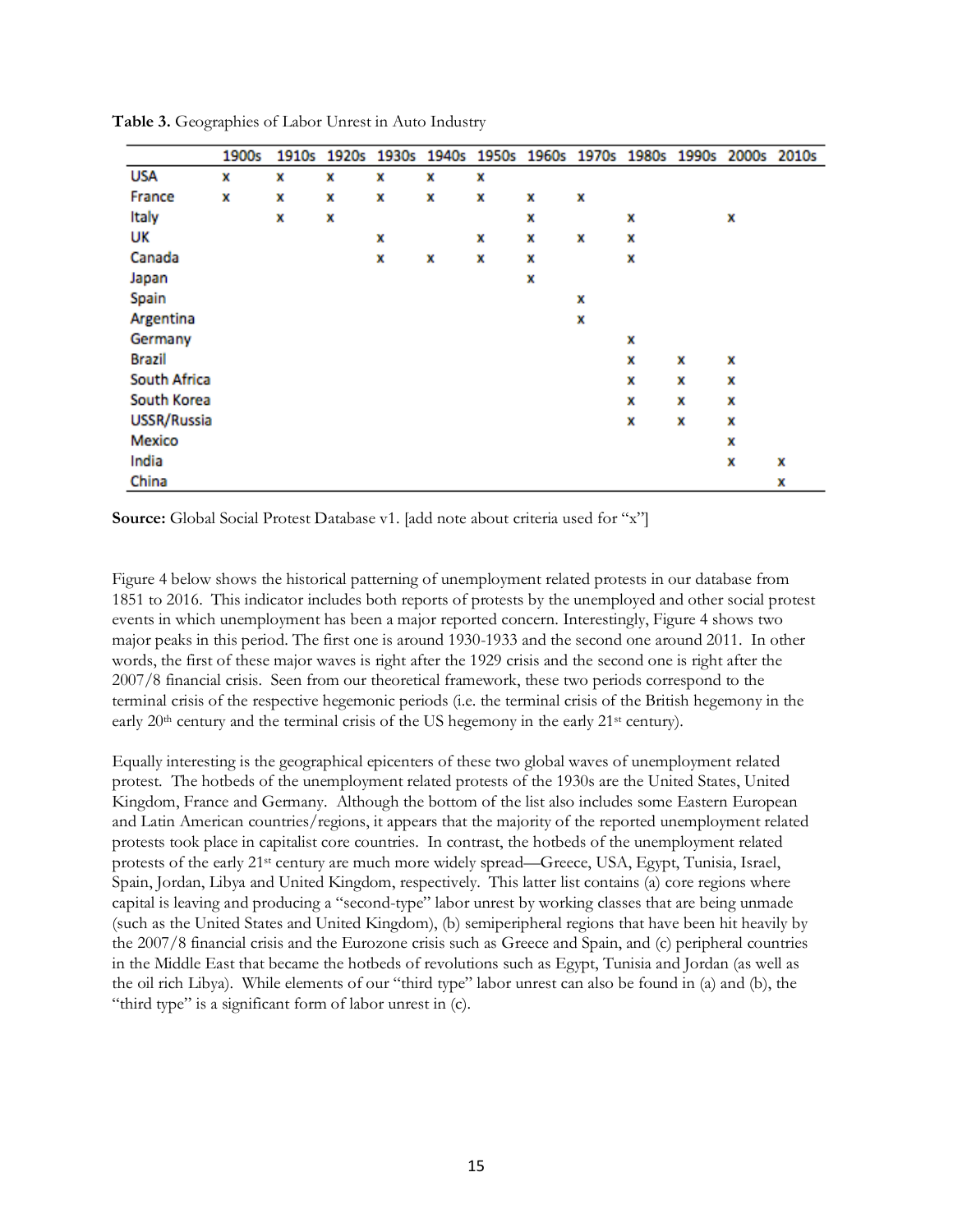**Table 3.** Geographies of Labor Unrest in Auto Industry

| | 1900s | 1910s | 1920s | 1930s | 1940s | 1950s | 1960s | 1970s | 1980s | 1990s | 2000s | 2010s |
|---|---|---|---|---|---|---|---|---|---|---|---|---|
| USA | x | x | x | x | x | x | | | | | | |
| France | x | x | x | x | x | x | x | x | | | | |
| Italy | | x | x | | | | x | | x | | x | |
| UK | | | | x | | x | x | x | x | | | |
| Canada | | | | x | x | x | x | | x | | | |
| Japan | | | | | | | x | | | | | |
| Spain | | | | | | | | x | | | | |
| Argentina | | | | | | | | x | | | | |
| Germany | | | | | | | | | x | | | |
| Brazil | | | | | | | | | x | x | x | |
| South Africa | | | | | | | | | x | x | x | |
| South Korea | | | | | | | | | x | x | x | |
| USSR/Russia | | | | | | | | | x | x | x | |
| Mexico | | | | | | | | | | | x | |
| India | | | | | | | | | | | x | x |
| China | | | | | | | | | | | | x |

**Source:** Global Social Protest Database v1. [add note about criteria used for "x"]

Figure 4 below shows the historical patterning of unemployment related protests in our database from 1851 to 2016. This indicator includes both reports of protests by the unemployed and other social protest events in which unemployment has been a major reported concern. Interestingly, Figure 4 shows two major peaks in this period. The first one is around 1930-1933 and the second one around 2011. In other words, the first of these major waves is right after the 1929 crisis and the second one is right after the 2007/8 financial crisis. Seen from our theoretical framework, these two periods correspond to the terminal crisis of the respective hegemonic periods (i.e. the terminal crisis of the British hegemony in the early 20th century and the terminal crisis of the US hegemony in the early 21st century).

Equally interesting is the geographical epicenters of these two global waves of unemployment related protest. The hotbeds of the unemployment related protests of the 1930s are the United States, United Kingdom, France and Germany. Although the bottom of the list also includes some Eastern European and Latin American countries/regions, it appears that the majority of the reported unemployment related protests took place in capitalist core countries. In contrast, the hotbeds of the unemployment related protests of the early 21st century are much more widely spread—Greece, USA, Egypt, Tunisia, Israel, Spain, Jordan, Libya and United Kingdom, respectively. This latter list contains (a) core regions where capital is leaving and producing a "second-type" labor unrest by working classes that are being unmade (such as the United States and United Kingdom), (b) semiperipheral regions that have been hit heavily by the 2007/8 financial crisis and the Eurozone crisis such as Greece and Spain, and (c) peripheral countries in the Middle East that became the hotbeds of revolutions such as Egypt, Tunisia and Jordan (as well as the oil rich Libya). While elements of our "third type" labor unrest can also be found in (a) and (b), the "third type" is a significant form of labor unrest in (c).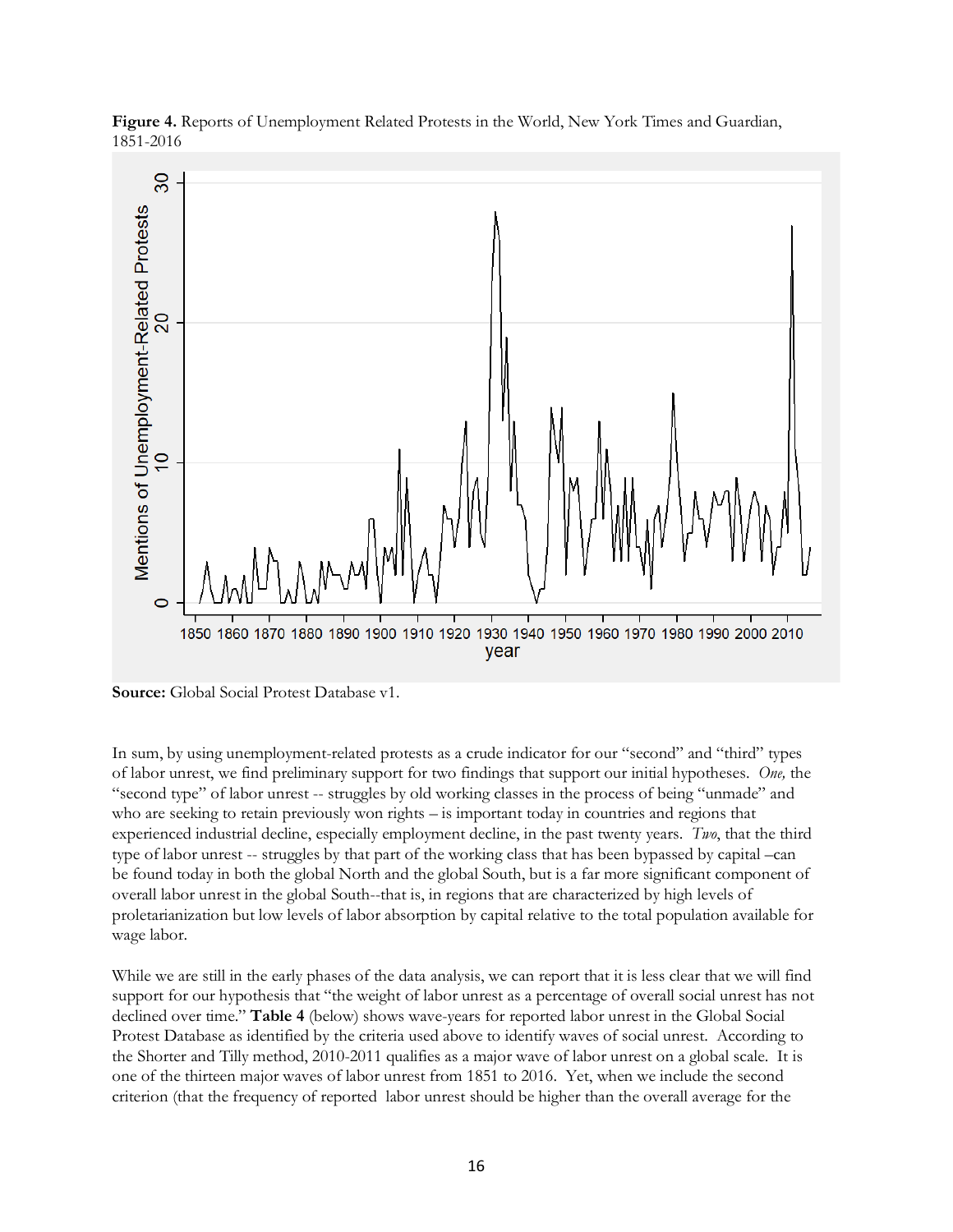**Figure 4.** Reports of Unemployment Related Protests in the World, New York Times and Guardian, 1851-2016

**Source:** Global Social Protest Database v1.

In sum, by using unemployment-related protests as a crude indicator for our "second" and "third" types of labor unrest, we find preliminary support for two findings that support our initial hypotheses. *One,* the "second type" of labor unrest -- struggles by old working classes in the process of being "unmade" and who are seeking to retain previously won rights – is important today in countries and regions that experienced industrial decline, especially employment decline, in the past twenty years. *Two,* that the third type of labor unrest -- struggles by that part of the working class that has been bypassed by capital –can be found today in both the global North and the global South, but is a far more significant component of overall labor unrest in the global South--that is, in regions that are characterized by high levels of proletarianization but low levels of labor absorption by capital relative to the total population available for wage labor.

While we are still in the early phases of the data analysis, we can report that it is less clear that we will find support for our hypothesis that "the weight of labor unrest as a percentage of overall social unrest has not declined over time." **Table 4** (below) shows wave-years for reported labor unrest in the Global Social Protest Database as identified by the criteria used above to identify waves of social unrest. According to the Shorter and Tilly method, 2010-2011 qualifies as a major wave of labor unrest on a global scale. It is one of the thirteen major waves of labor unrest from 1851 to 2016. Yet, when we include the second criterion (that the frequency of reported labor unrest should be higher than the overall average for the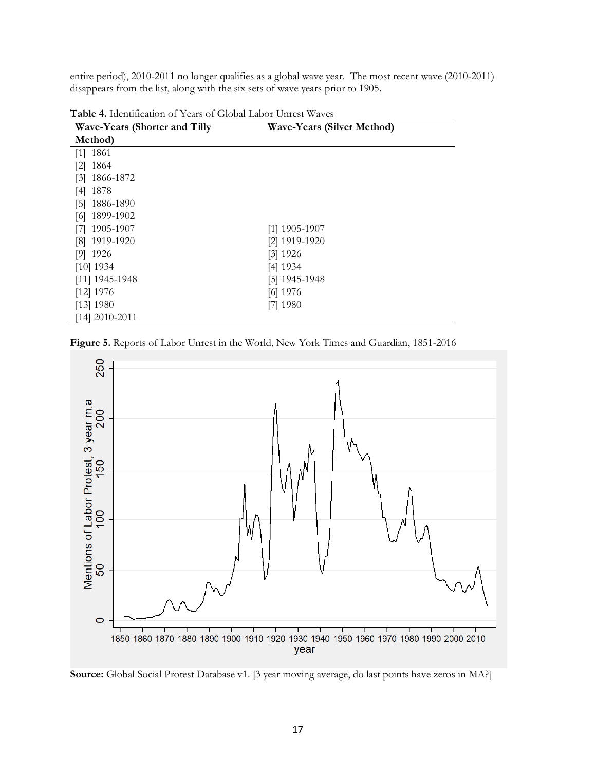entire period), 2010-2011 no longer qualifies as a global wave year. The most recent wave (2010-2011) disappears from the list, along with the six sets of wave years prior to 1905.

**Table 4.** Identification of Years of Global Labor Unrest Waves

| Wave-Years (Shorter and Tilly Method) | Wave-Years (Silver Method) |
|---|---|
| [1] 1861 | |
| [2] 1864 | |
| [3] 1866-1872 | |
| [4] 1878 | |
| [5] 1886-1890 | |
| [6] 1899-1902 | |
| [7] 1905-1907 | [1] 1905-1907 |
| [8] 1919-1920 | [2] 1919-1920 |
| [9] 1926 | [3] 1926 |
| [10] 1934 | [4] 1934 |
| [11] 1945-1948 | [5] 1945-1948 |
| [12] 1976 | [6] 1976 |
| [13] 1980 | [7] 1980 |
| [14] 2010-2011 | |

**Figure 5.** Reports of Labor Unrest in the World, New York Times and Guardian, 1851-2016

**Source:** Global Social Protest Database v1. [3 year moving average, do last points have zeros in MA?]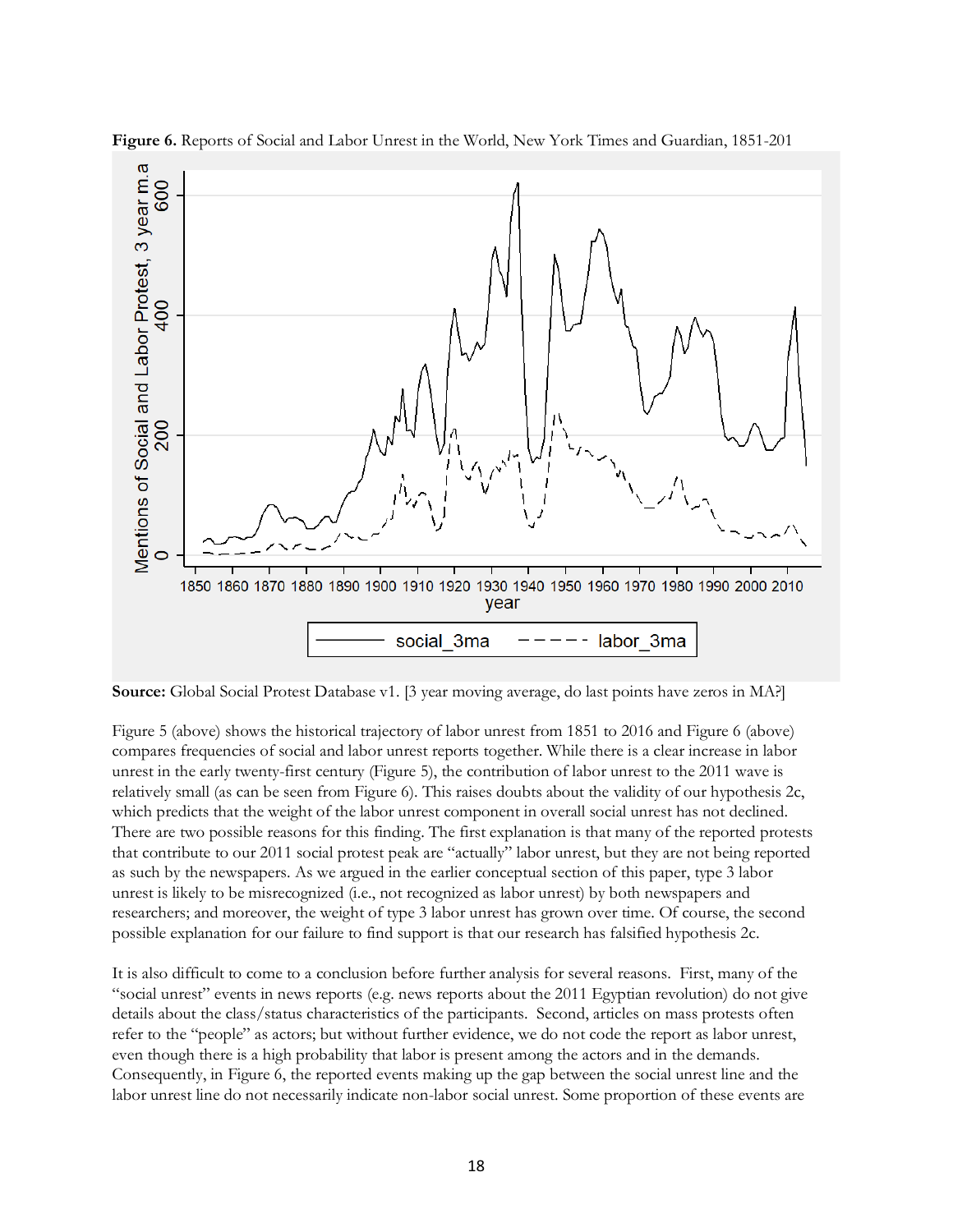**Figure 6.** Reports of Social and Labor Unrest in the World, New York Times and Guardian, 1851-201

**Source:** Global Social Protest Database v1. [3 year moving average, do last points have zeros in MA?]

Figure 5 (above) shows the historical trajectory of labor unrest from 1851 to 2016 and Figure 6 (above) compares frequencies of social and labor unrest reports together. While there is a clear increase in labor unrest in the early twenty-first century (Figure 5), the contribution of labor unrest to the 2011 wave is relatively small (as can be seen from Figure 6). This raises doubts about the validity of our hypothesis 2c, which predicts that the weight of the labor unrest component in overall social unrest has not declined. There are two possible reasons for this finding. The first explanation is that many of the reported protests that contribute to our 2011 social protest peak are "actually" labor unrest, but they are not being reported as such by the newspapers. As we argued in the earlier conceptual section of this paper, type 3 labor unrest is likely to be misrecognized (i.e., not recognized as labor unrest) by both newspapers and researchers; and moreover, the weight of type 3 labor unrest has grown over time. Of course, the second possible explanation for our failure to find support is that our research has falsified hypothesis 2c.

It is also difficult to come to a conclusion before further analysis for several reasons. First, many of the "social unrest" events in news reports (e.g. news reports about the 2011 Egyptian revolution) do not give details about the class/status characteristics of the participants. Second, articles on mass protests often refer to the "people" as actors; but without further evidence, we do not code the report as labor unrest, even though there is a high probability that labor is present among the actors and in the demands. Consequently, in Figure 6, the reported events making up the gap between the social unrest line and the labor unrest line do not necessarily indicate non-labor social unrest. Some proportion of these events are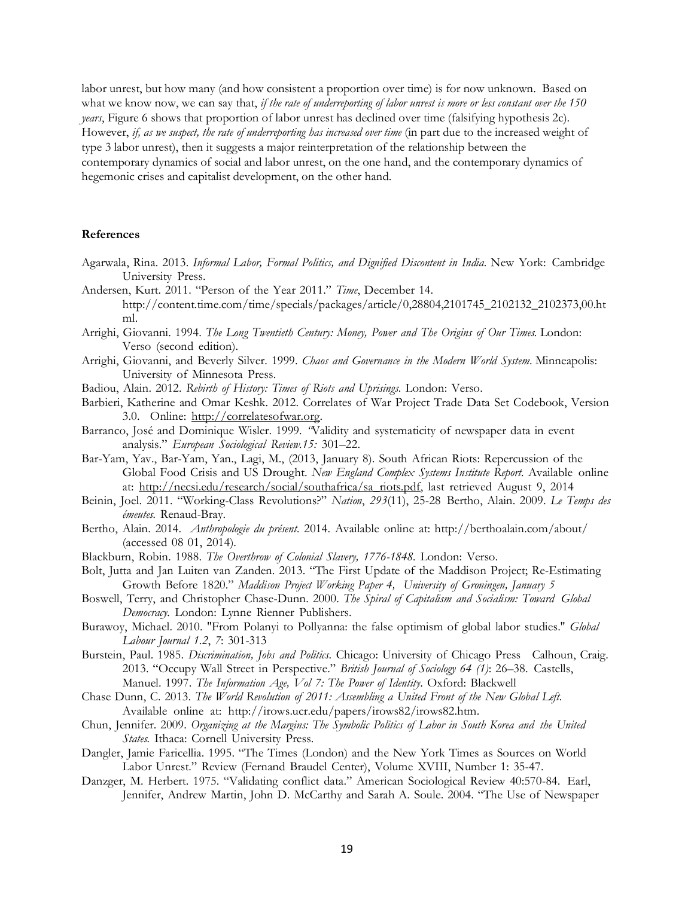labor unrest, but how many (and how consistent a proportion over time) is for now unknown. Based on what we know now, we can say that, *if the rate of underreporting of labor unrest is more or less constant over the 150 years*, Figure 6 shows that proportion of labor unrest has declined over time (falsifying hypothesis 2c). However, *if, as we suspect, the rate of underreporting has increased over time* (in part due to the increased weight of type 3 labor unrest), then it suggests a major reinterpretation of the relationship between the contemporary dynamics of social and labor unrest, on the one hand, and the contemporary dynamics of hegemonic crises and capitalist development, on the other hand.

## References

Agarwala, Rina. 2013. *Informal Labor, Formal Politics, and Dignified Discontent in India*. New York: Cambridge University Press.

Andersen, Kurt. 2011. "Person of the Year 2011." *Time*, December 14. http://content.time.com/time/specials/packages/article/0,28804,2101745_2102132_2102373,00.html.

Arrighi, Giovanni. 1994. *The Long Twentieth Century: Money, Power and The Origins of Our Times.* London: Verso (second edition).

Arrighi, Giovanni, and Beverly Silver. 1999. *Chaos and Governance in the Modern World System*. Minneapolis: University of Minnesota Press.

Badiou, Alain. 2012. *Rebirth of History: Times of Riots and Uprisings.* London: Verso.

Barbieri, Katherine and Omar Keshk. 2012. Correlates of War Project Trade Data Set Codebook, Version 3.0. Online: http://correlatesofwar.org.

Barranco, José and Dominique Wisler. 1999. "Validity and systematicity of newspaper data in event analysis." *European Sociological Review.15:* 301–22.

Bar-Yam, Yav., Bar-Yam, Yan., Lagi, M., (2013, January 8). South African Riots: Repercussion of the Global Food Crisis and US Drought. *New England Complex Systems Institute Report*. Available online at: http://necsi.edu/research/social/southafrica/sa_riots.pdf, last retrieved August 9, 2014

Beinin, Joel. 2011. "Working-Class Revolutions?" *Nation*, *293*(11), 25-28 Bertho, Alain. 2009. *Le Temps des émeutes.* Renaud-Bray.

Bertho, Alain. 2014. *Anthropologie du présent*. 2014. Available online at: http://berthoalain.com/about/ (accessed 08 01, 2014).

Blackburn, Robin. 1988. *The Overthrow of Colonial Slavery, 1776-1848*. London: Verso.

Bolt, Jutta and Jan Luiten van Zanden. 2013. "The First Update of the Maddison Project; Re-Estimating Growth Before 1820." *Maddison Project Working Paper 4, University of Groningen, January 5*

Boswell, Terry, and Christopher Chase-Dunn. 2000. *The Spiral of Capitalism and Socialism: Toward Global Democracy.* London: Lynne Rienner Publishers.

Burawoy, Michael. 2010. "From Polanyi to Pollyanna: the false optimism of global labor studies." *Global Labour Journal 1.2*, *7*: 301-313

Burstein, Paul. 1985. *Discrimination, Jobs and Politics*. Chicago: University of Chicago Press Calhoun, Craig. 2013. "Occupy Wall Street in Perspective." *British Journal of Sociology 64 (1)*: 26–38. Castells, Manuel. 1997. *The Information Age, Vol 7: The Power of Identity.* Oxford: Blackwell

Chase Dunn, C. 2013. *The World Revolution of 2011: Assembling a United Front of the New Global Left.* Available online at: http://irows.ucr.edu/papers/irows82/irows82.htm.

Chun, Jennifer. 2009. *Organizing at the Margins: The Symbolic Politics of Labor in South Korea and the United States.* Ithaca: Cornell University Press.

Dangler, Jamie Faricellia. 1995. "The Times (London) and the New York Times as Sources on World Labor Unrest." Review (Fernand Braudel Center), Volume XVIII, Number 1: 35-47.

Danzger, M. Herbert. 1975. "Validating conflict data." American Sociological Review 40:570-84. Earl, Jennifer, Andrew Martin, John D. McCarthy and Sarah A. Soule. 2004. "The Use of Newspaper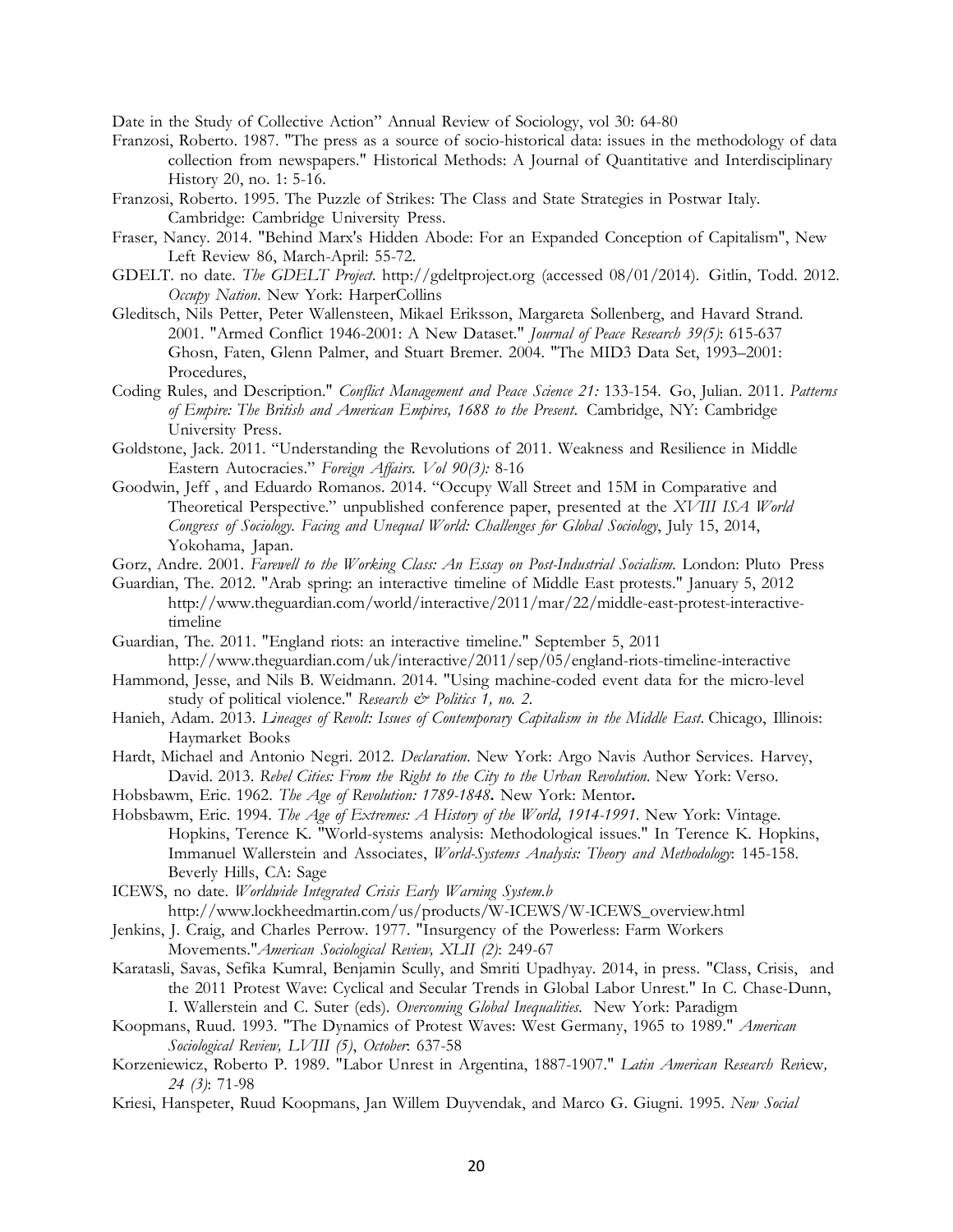Date in the Study of Collective Action" Annual Review of Sociology, vol 30: 64-80

Franzosi, Roberto. 1987. "The press as a source of socio-historical data: issues in the methodology of data collection from newspapers." Historical Methods: A Journal of Quantitative and Interdisciplinary History 20, no. 1: 5-16.

Franzosi, Roberto. 1995. The Puzzle of Strikes: The Class and State Strategies in Postwar Italy. Cambridge: Cambridge University Press.

Fraser, Nancy. 2014. "Behind Marx's Hidden Abode: For an Expanded Conception of Capitalism", New Left Review 86, March-April: 55-72.

GDELT. no date. *The GDELT Project*. http://gdeltproject.org (accessed 08/01/2014). Gitlin, Todd. 2012. *Occupy Nation*. New York: HarperCollins

Gleditsch, Nils Petter, Peter Wallensteen, Mikael Eriksson, Margareta Sollenberg, and Havard Strand. 2001. "Armed Conflict 1946-2001: A New Dataset." *Journal of Peace Research 39(5)*: 615-637 Ghosn, Faten, Glenn Palmer, and Stuart Bremer. 2004. "The MID3 Data Set, 1993–2001: Procedures,

Coding Rules, and Description." *Conflict Management and Peace Science 21:* 133-154. Go, Julian. 2011. *Patterns of Empire: The British and American Empires, 1688 to the Present*. Cambridge, NY: Cambridge University Press.

Goldstone, Jack. 2011. "Understanding the Revolutions of 2011. Weakness and Resilience in Middle Eastern Autocracies." *Foreign Affairs. Vol 90(3):* 8-16

Goodwin, Jeff , and Eduardo Romanos. 2014. "Occupy Wall Street and 15M in Comparative and Theoretical Perspective." unpublished conference paper, presented at the *XVIII ISA World Congress of Sociology. Facing and Unequal World: Challenges for Global Sociology*, July 15, 2014, Yokohama, Japan.

Gorz, Andre. 2001. *Farewell to the Working Class: An Essay on Post-Industrial Socialism*. London: Pluto Press

Guardian, The. 2012. "Arab spring: an interactive timeline of Middle East protests." January 5, 2012 http://www.theguardian.com/world/interactive/2011/mar/22/middle-east-protest-interactive-timeline

Guardian, The. 2011. "England riots: an interactive timeline." September 5, 2011 http://www.theguardian.com/uk/interactive/2011/sep/05/england-riots-timeline-interactive

Hammond, Jesse, and Nils B. Weidmann. 2014. "Using machine-coded event data for the micro-level study of political violence." *Research & Politics 1, no. 2*.

Hanieh, Adam. 2013. *Lineages of Revolt: Issues of Contemporary Capitalism in the Middle East*. Chicago, Illinois: Haymarket Books

Hardt, Michael and Antonio Negri. 2012. *Declaration*. New York: Argo Navis Author Services. Harvey, David. 2013. *Rebel Cities: From the Right to the City to the Urban Revolution*. New York: Verso.

Hobsbawm, Eric. 1962. *The Age of Revolution: 1789-1848***.** New York: Mentor**.**

Hobsbawm, Eric. 1994. *The Age of Extremes: A History of the World, 1914-1991*. New York: Vintage. Hopkins, Terence K. "World-systems analysis: Methodological issues." In Terence K. Hopkins, Immanuel Wallerstein and Associates, *World-Systems Analysis: Theory and Methodology*: 145-158. Beverly Hills, CA: Sage

ICEWS, no date. *Worldwide Integrated Crisis Early Warning System.b* http://www.lockheedmartin.com/us/products/W-ICEWS/W-ICEWS_overview.html

Jenkins, J. Craig, and Charles Perrow. 1977. "Insurgency of the Powerless: Farm Workers Movements."*American Sociological Review, XLII (2)*: 249-67

Karatasli, Savas, Sefika Kumral, Benjamin Scully, and Smriti Upadhyay. 2014, in press. "Class, Crisis, and the 2011 Protest Wave: Cyclical and Secular Trends in Global Labor Unrest." In C. Chase-Dunn, I. Wallerstein and C. Suter (eds). *Overcoming Global Inequalities*. New York: Paradigm

Koopmans, Ruud. 1993. "The Dynamics of Protest Waves: West Germany, 1965 to 1989." *American Sociological Review, LVIII (5), October*: 637-58

Korzeniewicz, Roberto P. 1989. "Labor Unrest in Argentina, 1887-1907." *Latin American Research Review, 24 (3)*: 71-98

Kriesi, Hanspeter, Ruud Koopmans, Jan Willem Duyvendak, and Marco G. Giugni. 1995. *New Social*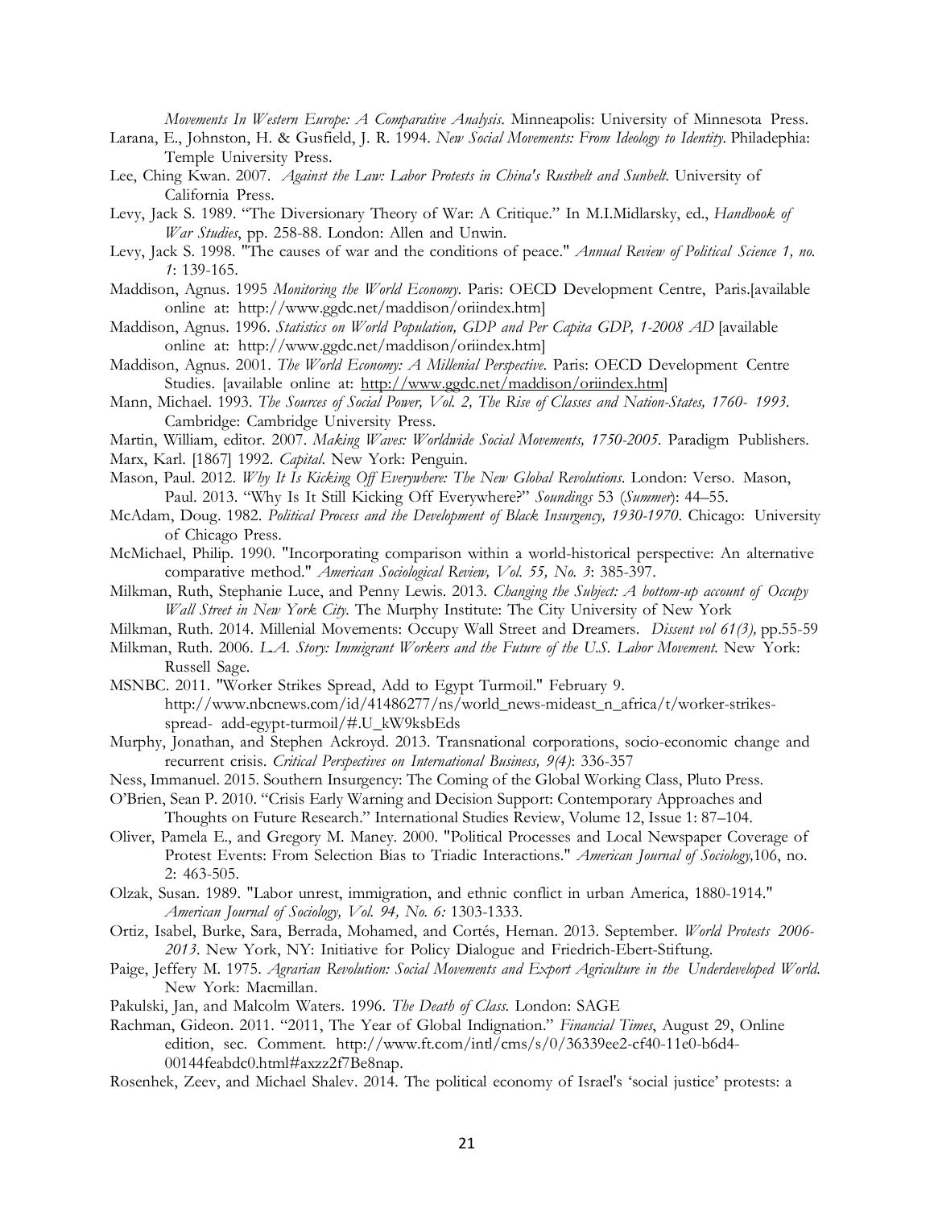*Movements In Western Europe: A Comparative Analysis*. Minneapolis: University of Minnesota Press.

Larana, E., Johnston, H. & Gusfield, J. R. 1994. *New Social Movements: From Ideology to Identity*. Philadephia: Temple University Press.

Lee, Ching Kwan. 2007. *Against the Law: Labor Protests in China's Rustbelt and Sunbelt*. University of California Press.

Levy, Jack S. 1989. "The Diversionary Theory of War: A Critique." In M.I.Midlarsky, ed., *Handbook of War Studies*, pp. 258-88. London: Allen and Unwin.

Levy, Jack S. 1998. "The causes of war and the conditions of peace." *Annual Review of Political Science 1, no. 1*: 139-165.

Maddison, Agnus. 1995 *Monitoring the World Economy*. Paris: OECD Development Centre, Paris.[available online at: http://www.ggdc.net/maddison/oriindex.htm]

Maddison, Agnus. 1996. *Statistics on World Population, GDP and Per Capita GDP, 1-2008 AD* [available online at: http://www.ggdc.net/maddison/oriindex.htm]

Maddison, Agnus. 2001. *The World Economy: A Millenial Perspective*. Paris: OECD Development Centre Studies. [available online at: http://www.ggdc.net/maddison/oriindex.htm]

Mann, Michael. 1993. *The Sources of Social Power, Vol. 2, The Rise of Classes and Nation-States, 1760- 1993*. Cambridge: Cambridge University Press.

Martin, William, editor. 2007. *Making Waves: Worldwide Social Movements, 1750-2005*. Paradigm Publishers.

Marx, Karl. [1867] 1992. *Capital*. New York: Penguin.

Mason, Paul. 2012. *Why It Is Kicking Off Everywhere: The New Global Revolutions*. London: Verso. Mason, Paul. 2013. "Why Is It Still Kicking Off Everywhere?" *Soundings* 53 (*Summer*): 44–55.

McAdam, Doug. 1982. *Political Process and the Development of Black Insurgency, 1930-1970*. Chicago: University of Chicago Press.

McMichael, Philip. 1990. "Incorporating comparison within a world-historical perspective: An alternative comparative method." *American Sociological Review, Vol. 55, No. 3*: 385-397.

Milkman, Ruth, Stephanie Luce, and Penny Lewis. 2013. *Changing the Subject: A bottom-up account of Occupy Wall Street in New York City*. The Murphy Institute: The City University of New York

Milkman, Ruth. 2014. Millenial Movements: Occupy Wall Street and Dreamers. *Dissent vol 61(3),* pp.55-59

Milkman, Ruth. 2006. *L.A. Story: Immigrant Workers and the Future of the U.S. Labor Movement*. New York: Russell Sage.

MSNBC. 2011. "Worker Strikes Spread, Add to Egypt Turmoil." February 9. http://www.nbcnews.com/id/41486277/ns/world_news-mideast_n_africa/t/worker-strikes-spread- add-egypt-turmoil/#.U_kW9ksbEds

Murphy, Jonathan, and Stephen Ackroyd. 2013. Transnational corporations, socio-economic change and recurrent crisis. *Critical Perspectives on International Business, 9(4)*: 336-357

Ness, Immanuel. 2015. Southern Insurgency: The Coming of the Global Working Class, Pluto Press.

O'Brien, Sean P. 2010. "Crisis Early Warning and Decision Support: Contemporary Approaches and Thoughts on Future Research." International Studies Review, Volume 12, Issue 1: 87–104.

Oliver, Pamela E., and Gregory M. Maney. 2000. "Political Processes and Local Newspaper Coverage of Protest Events: From Selection Bias to Triadic Interactions." *American Journal of Sociology,*106, no. 2: 463-505.

Olzak, Susan. 1989. "Labor unrest, immigration, and ethnic conflict in urban America, 1880-1914." *American Journal of Sociology, Vol. 94, No. 6:* 1303-1333.

Ortiz, Isabel, Burke, Sara, Berrada, Mohamed, and Cortés, Hernan. 2013. September. *World Protests 2006-2013*. New York, NY: Initiative for Policy Dialogue and Friedrich-Ebert-Stiftung.

Paige, Jeffery M. 1975. *Agrarian Revolution: Social Movements and Export Agriculture in the Underdeveloped World*. New York: Macmillan.

Pakulski, Jan, and Malcolm Waters. 1996. *The Death of Class*. London: SAGE

Rachman, Gideon. 2011. "2011, The Year of Global Indignation." *Financial Times*, August 29, Online edition, sec. Comment. http://www.ft.com/intl/cms/s/0/36339ee2-cf40-11e0-b6d4-00144feabdc0.html#axzz2f7Be8nap.

Rosenhek, Zeev, and Michael Shalev. 2014. The political economy of Israel's 'social justice' protests: a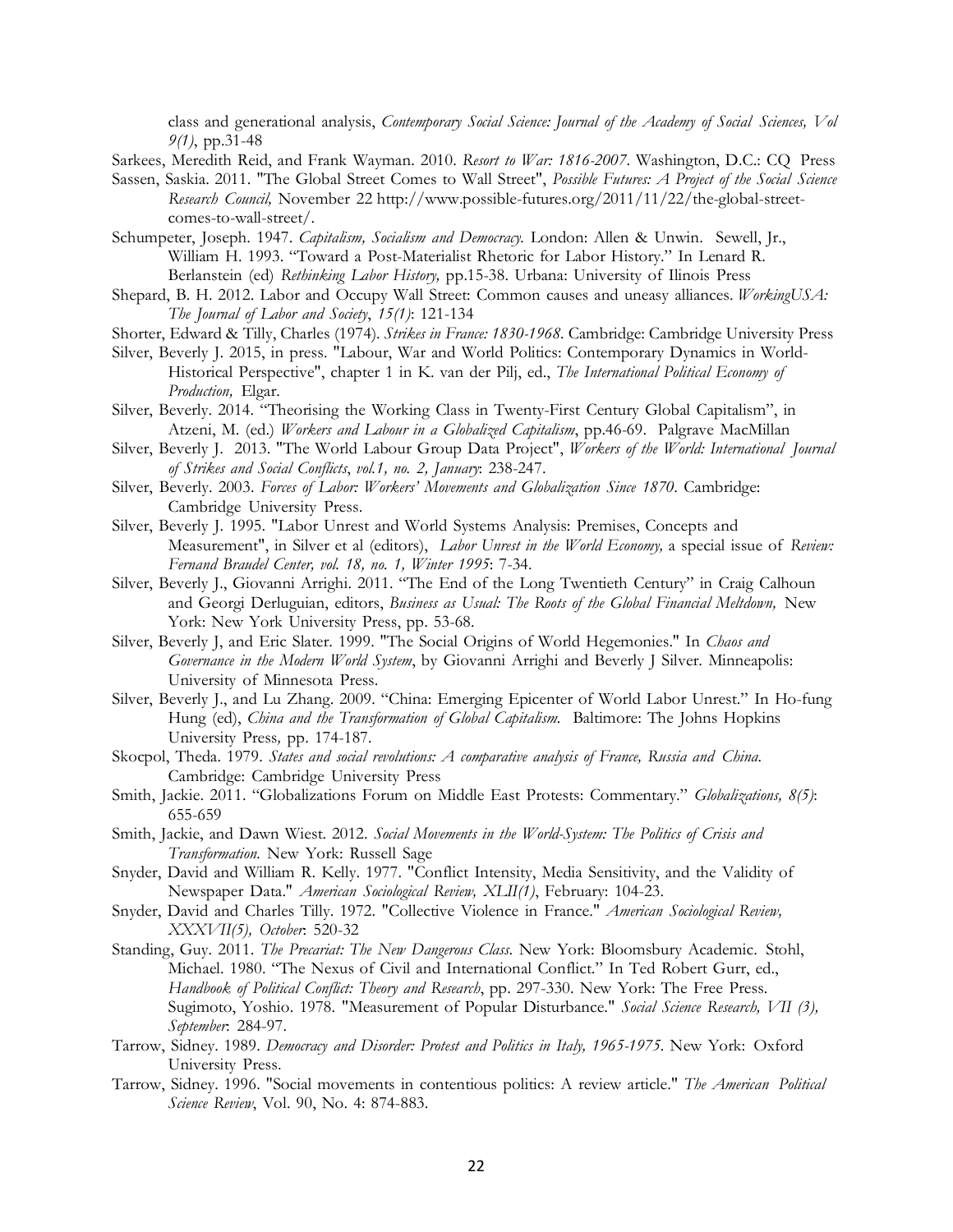class and generational analysis, *Contemporary Social Science: Journal of the Academy of Social Sciences, Vol 9(1)*, pp.31-48

Sarkees, Meredith Reid, and Frank Wayman. 2010. *Resort to War: 1816-2007*. Washington, D.C.: CQ Press

Sassen, Saskia. 2011. "The Global Street Comes to Wall Street", *Possible Futures: A Project of the Social Science Research Council,* November 22 http://www.possible-futures.org/2011/11/22/the-global-street-comes-to-wall-street/.

Schumpeter, Joseph. 1947. *Capitalism, Socialism and Democracy.* London: Allen & Unwin. Sewell, Jr., William H. 1993. "Toward a Post-Materialist Rhetoric for Labor History." In Lenard R. Berlanstein (ed) *Rethinking Labor History,* pp.15-38. Urbana: University of Ilinois Press

Shepard, B. H. 2012. Labor and Occupy Wall Street: Common causes and uneasy alliances. *WorkingUSA: The Journal of Labor and Society*, *15(1)*: 121-134

Shorter, Edward & Tilly, Charles (1974). *Strikes in France: 1830-1968*. Cambridge: Cambridge University Press

Silver, Beverly J. 2015, in press. "Labour, War and World Politics: Contemporary Dynamics in World-Historical Perspective", chapter 1 in K. van der Pilj, ed., *The International Political Economy of Production,* Elgar.

Silver, Beverly. 2014. "Theorising the Working Class in Twenty-First Century Global Capitalism", in Atzeni, M. (ed.) *Workers and Labour in a Globalized Capitalism*, pp.46-69. Palgrave MacMillan

Silver, Beverly J. 2013. "The World Labour Group Data Project", *Workers of the World: International Journal of Strikes and Social Conflicts*, *vol.1, no. 2, January*: 238-247.

Silver, Beverly. 2003. *Forces of Labor: Workers' Movements and Globalization Since 1870*. Cambridge: Cambridge University Press.

Silver, Beverly J. 1995. "Labor Unrest and World Systems Analysis: Premises, Concepts and Measurement", in Silver et al (editors), *Labor Unrest in the World Economy,* a special issue of *Review: Fernand Braudel Center, vol. 18, no. 1, Winter 1995*: 7-34.

Silver, Beverly J., Giovanni Arrighi. 2011. "The End of the Long Twentieth Century" in Craig Calhoun and Georgi Derluguian, editors, *Business as Usual: The Roots of the Global Financial Meltdown,* New York: New York University Press, pp. 53-68.

Silver, Beverly J, and Eric Slater. 1999. "The Social Origins of World Hegemonies." In *Chaos and Governance in the Modern World System*, by Giovanni Arrighi and Beverly J Silver. Minneapolis: University of Minnesota Press.

Silver, Beverly J., and Lu Zhang. 2009. "China: Emerging Epicenter of World Labor Unrest." In Ho-fung Hung (ed), *China and the Transformation of Global Capitalism.* Baltimore: The Johns Hopkins University Press*,* pp. 174-187.

Skocpol, Theda. 1979. *States and social revolutions: A comparative analysis of France, Russia and China.* Cambridge: Cambridge University Press

Smith, Jackie. 2011. "Globalizations Forum on Middle East Protests: Commentary." *Globalizations, 8(5)*: 655-659

Smith, Jackie, and Dawn Wiest. 2012. *Social Movements in the World-System: The Politics of Crisis and Transformation.* New York: Russell Sage

Snyder, David and William R. Kelly. 1977. "Conflict Intensity, Media Sensitivity, and the Validity of Newspaper Data." *American Sociological Review, XLII(1)*, February: 104-23.

Snyder, David and Charles Tilly. 1972. "Collective Violence in France." *American Sociological Review, XXXVII(5), October*: 520-32

Standing, Guy. 2011. *The Precariat: The New Dangerous Class.* New York: Bloomsbury Academic. Stohl, Michael. 1980. "The Nexus of Civil and International Conflict." In Ted Robert Gurr, ed., *Handbook of Political Conflict: Theory and Research*, pp. 297-330. New York: The Free Press. Sugimoto, Yoshio. 1978. "Measurement of Popular Disturbance." *Social Science Research, VII (3), September*: 284-97.

Tarrow, Sidney. 1989. *Democracy and Disorder: Protest and Politics in Italy, 1965-1975.* New York: Oxford University Press.

Tarrow, Sidney. 1996. "Social movements in contentious politics: A review article." *The American Political Science Review*, Vol. 90, No. 4: 874-883.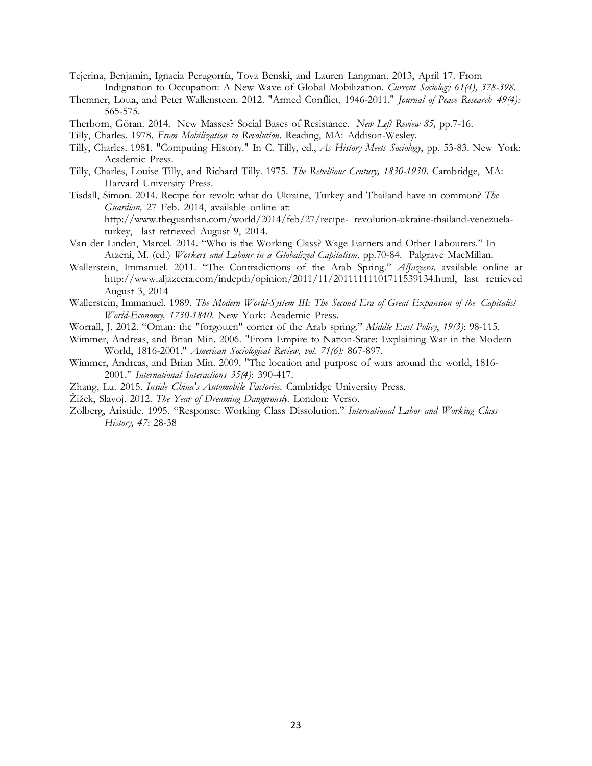Tejerina, Benjamin, Ignacia Perugorría, Tova Benski, and Lauren Langman. 2013, April 17. From Indignation to Occupation: A New Wave of Global Mobilization. *Current Sociology 61(4), 378-398.*

Themner, Lotta, and Peter Wallensteen. 2012. "Armed Conflict, 1946-2011." *Journal of Peace Research 49(4):* 565-575.

Therborn, Göran. 2014. New Masses? Social Bases of Resistance. *New Left Review 85,* pp.7-16.

Tilly, Charles. 1978. *From Mobilization to Revolution*. Reading, MA: Addison-Wesley.

Tilly, Charles. 1981. "Computing History." In C. Tilly, ed., *As History Meets Sociology*, pp. 53-83. New York: Academic Press.

Tilly, Charles, Louise Tilly, and Richard Tilly. 1975. *The Rebellious Century, 1830-1930*. Cambridge, MA: Harvard University Press.

Tisdall, Simon. 2014. Recipe for revolt: what do Ukraine, Turkey and Thailand have in common? *The Guardian,* 27 Feb. 2014, available online at: http://www.theguardian.com/world/2014/feb/27/recipe- revolution-ukraine-thailand-venezuela-turkey, last retrieved August 9, 2014.

Van der Linden, Marcel. 2014. "Who is the Working Class? Wage Earners and Other Labourers." In Atzeni, M. (ed.) *Workers and Labour in a Globalized Capitalism*, pp.70-84. Palgrave MacMillan.

Wallerstein, Immanuel. 2011. "The Contradictions of the Arab Spring." *AlJazeera*. available online at http://www.aljazeera.com/indepth/opinion/2011/11/20111111101711539134.html, last retrieved August 3, 2014

Wallerstein, Immanuel. 1989. *The Modern World-System III: The Second Era of Great Expansion of the Capitalist World-Economy, 1730-1840*. New York: Academic Press.

Worrall, J. 2012. "Oman: the "forgotten" corner of the Arab spring." *Middle East Policy*, *19(3)*: 98-115.

Wimmer, Andreas, and Brian Min. 2006. "From Empire to Nation-State: Explaining War in the Modern World, 1816-2001." *American Sociological Review*, *vol. 71(6):* 867-897.

Wimmer, Andreas, and Brian Min. 2009. "The location and purpose of wars around the world, 1816-2001." *International Interactions 35(4)*: 390-417.

Zhang, Lu. 2015. *Inside China's Automobile Factories*. Cambridge University Press.

Žižek, Slavoj. 2012. *The Year of Dreaming Dangerously*. London: Verso.

Zolberg, Aristide. 1995. "Response: Working Class Dissolution." *International Labor and Working Class History, 47*: 28-38